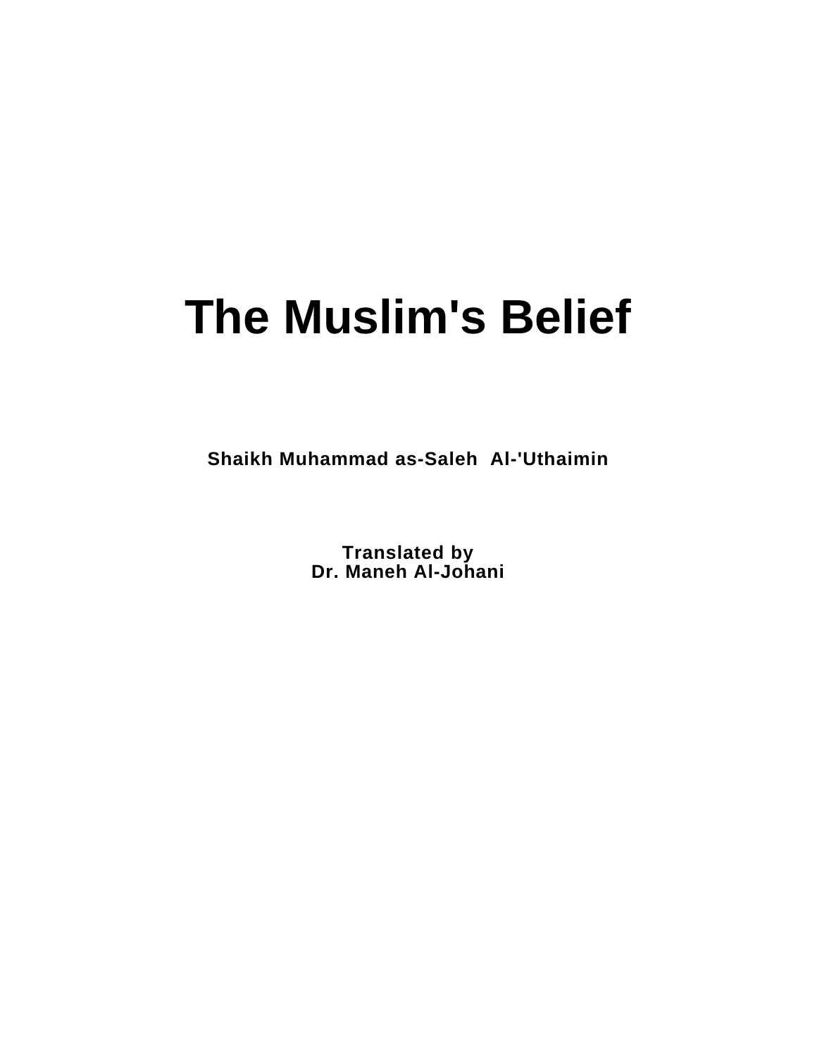# The Muslim's Belief

**Shaikh Muhammad as-Saleh Al-'Uthaimin**

**Translated by**
**Dr. Maneh Al-Johani**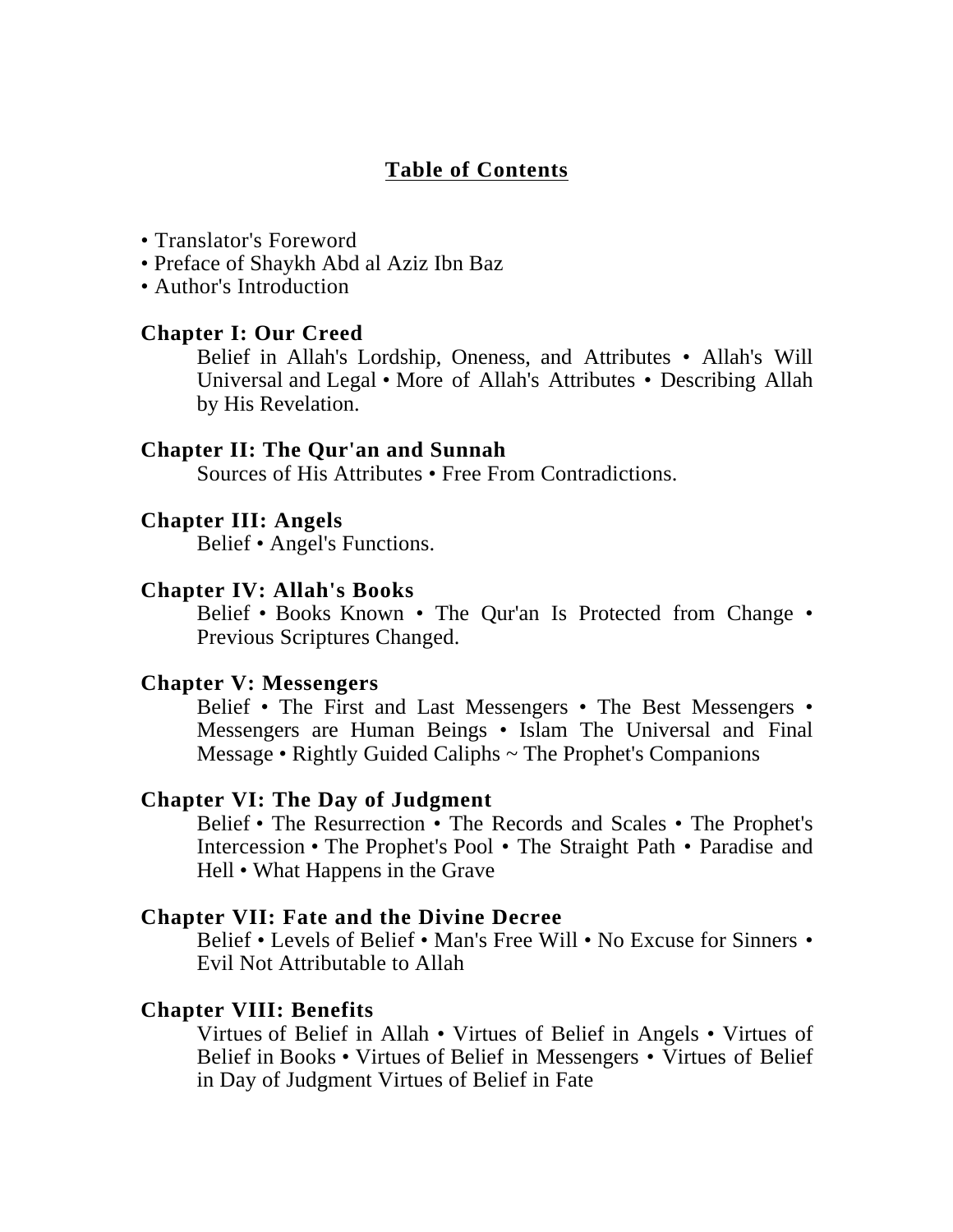# Table of Contents

- Translator's Foreword
- Preface of Shaykh Abd al Aziz Ibn Baz
- Author's Introduction

**Chapter I: Our Creed**

Belief in Allah's Lordship, Oneness, and Attributes • Allah's Will Universal and Legal • More of Allah's Attributes • Describing Allah by His Revelation.

**Chapter II: The Qur'an and Sunnah**

Sources of His Attributes • Free From Contradictions.

**Chapter III: Angels**

Belief • Angel's Functions.

**Chapter IV: Allah's Books**

Belief • Books Known • The Qur'an Is Protected from Change • Previous Scriptures Changed.

**Chapter V: Messengers**

Belief • The First and Last Messengers • The Best Messengers • Messengers are Human Beings • Islam The Universal and Final Message • Rightly Guided Caliphs ~ The Prophet's Companions

**Chapter VI: The Day of Judgment**

Belief • The Resurrection • The Records and Scales • The Prophet's Intercession • The Prophet's Pool • The Straight Path • Paradise and Hell • What Happens in the Grave

**Chapter VII: Fate and the Divine Decree**

Belief • Levels of Belief • Man's Free Will • No Excuse for Sinners • Evil Not Attributable to Allah

**Chapter VIII: Benefits**

Virtues of Belief in Allah • Virtues of Belief in Angels • Virtues of Belief in Books • Virtues of Belief in Messengers • Virtues of Belief in Day of Judgment Virtues of Belief in Fate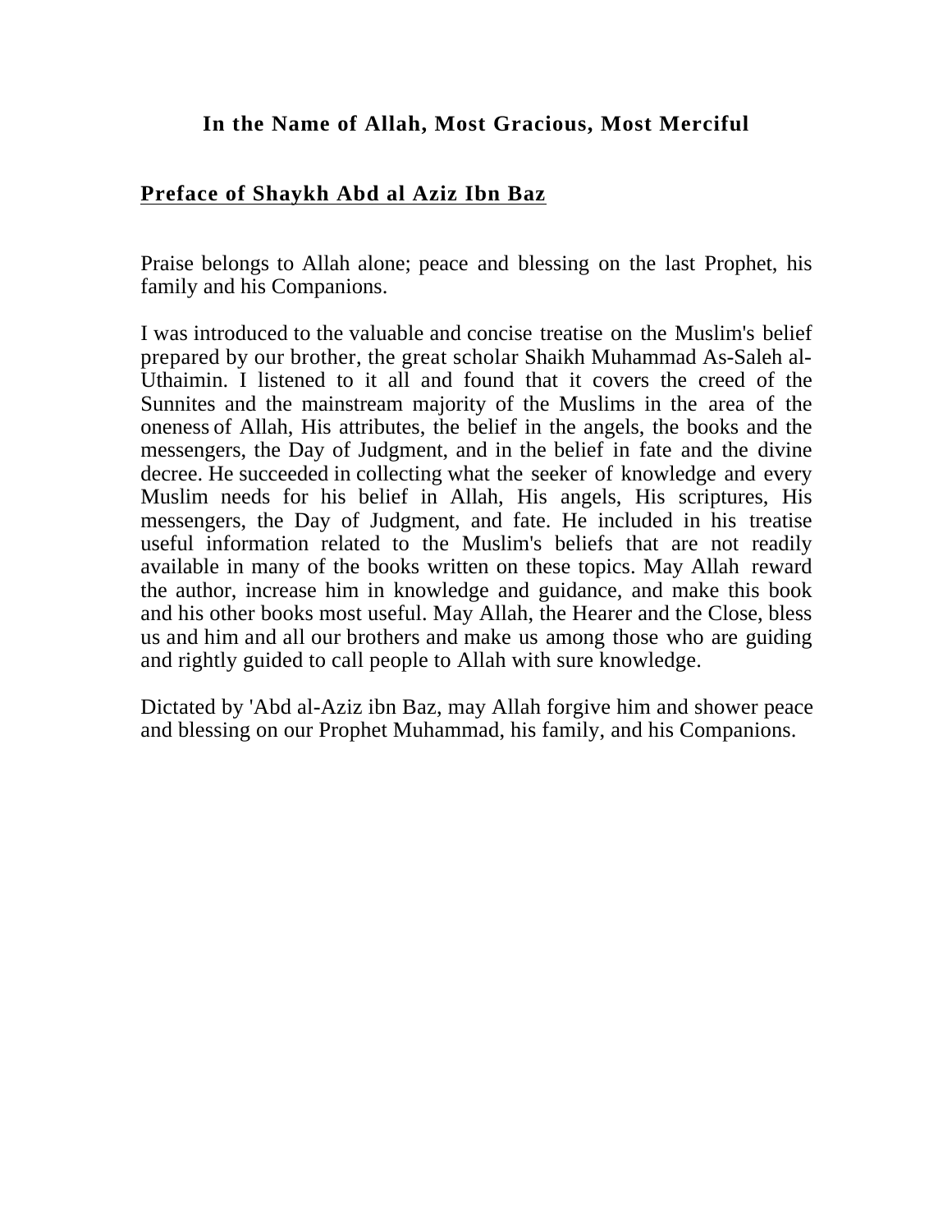**In the Name of Allah, Most Gracious, Most Merciful**

## Preface of Shaykh Abd al Aziz Ibn Baz

Praise belongs to Allah alone; peace and blessing on the last Prophet, his family and his Companions.

I was introduced to the valuable and concise treatise on the Muslim's belief prepared by our brother, the great scholar Shaikh Muhammad As-Saleh al-Uthaimin. I listened to it all and found that it covers the creed of the Sunnites and the mainstream majority of the Muslims in the area of the oneness of Allah, His attributes, the belief in the angels, the books and the messengers, the Day of Judgment, and in the belief in fate and the divine decree. He succeeded in collecting what the seeker of knowledge and every Muslim needs for his belief in Allah, His angels, His scriptures, His messengers, the Day of Judgment, and fate. He included in his treatise useful information related to the Muslim's beliefs that are not readily available in many of the books written on these topics. May Allah reward the author, increase him in knowledge and guidance, and make this book and his other books most useful. May Allah, the Hearer and the Close, bless us and him and all our brothers and make us among those who are guiding and rightly guided to call people to Allah with sure knowledge.

Dictated by 'Abd al-Aziz ibn Baz, may Allah forgive him and shower peace and blessing on our Prophet Muhammad, his family, and his Companions.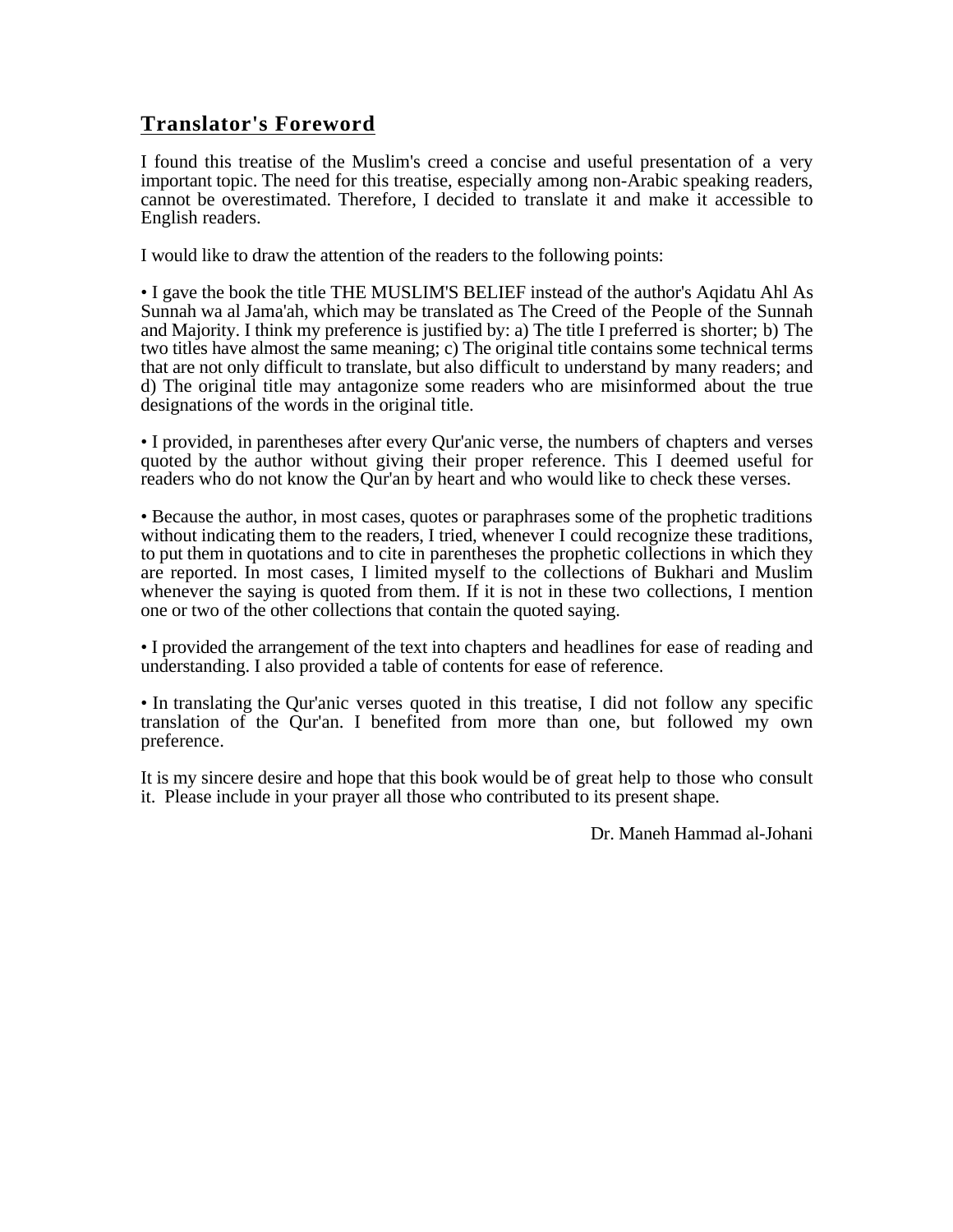## Translator's Foreword

I found this treatise of the Muslim's creed a concise and useful presentation of a very important topic. The need for this treatise, especially among non-Arabic speaking readers, cannot be overestimated. Therefore, I decided to translate it and make it accessible to English readers.

I would like to draw the attention of the readers to the following points:

• I gave the book the title THE MUSLIM'S BELIEF instead of the author's Aqidatu Ahl As Sunnah wa al Jama'ah, which may be translated as The Creed of the People of the Sunnah and Majority. I think my preference is justified by: a) The title I preferred is shorter; b) The two titles have almost the same meaning; c) The original title contains some technical terms that are not only difficult to translate, but also difficult to understand by many readers; and d) The original title may antagonize some readers who are misinformed about the true designations of the words in the original title.

• I provided, in parentheses after every Qur'anic verse, the numbers of chapters and verses quoted by the author without giving their proper reference. This I deemed useful for readers who do not know the Qur'an by heart and who would like to check these verses.

• Because the author, in most cases, quotes or paraphrases some of the prophetic traditions without indicating them to the readers, I tried, whenever I could recognize these traditions, to put them in quotations and to cite in parentheses the prophetic collections in which they are reported. In most cases, I limited myself to the collections of Bukhari and Muslim whenever the saying is quoted from them. If it is not in these two collections, I mention one or two of the other collections that contain the quoted saying.

• I provided the arrangement of the text into chapters and headlines for ease of reading and understanding. I also provided a table of contents for ease of reference.

• In translating the Qur'anic verses quoted in this treatise, I did not follow any specific translation of the Qur'an. I benefited from more than one, but followed my own preference.

It is my sincere desire and hope that this book would be of great help to those who consult it. Please include in your prayer all those who contributed to its present shape.

Dr. Maneh Hammad al-Johani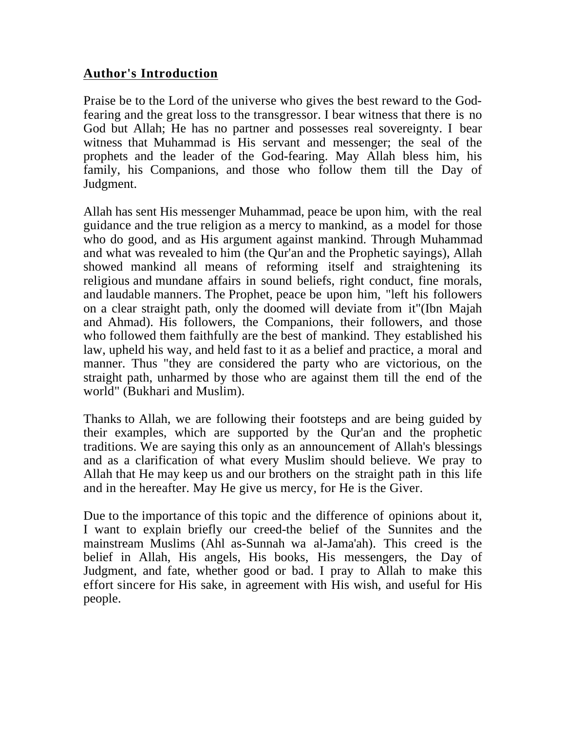## **Author's Introduction**

Praise be to the Lord of the universe who gives the best reward to the God-fearing and the great loss to the transgressor. I bear witness that there is no God but Allah; He has no partner and possesses real sovereignty. I bear witness that Muhammad is His servant and messenger; the seal of the prophets and the leader of the God-fearing. May Allah bless him, his family, his Companions, and those who follow them till the Day of Judgment.

Allah has sent His messenger Muhammad, peace be upon him, with the real guidance and the true religion as a mercy to mankind, as a model for those who do good, and as His argument against mankind. Through Muhammad and what was revealed to him (the Qur'an and the Prophetic sayings), Allah showed mankind all means of reforming itself and straightening its religious and mundane affairs in sound beliefs, right conduct, fine morals, and laudable manners. The Prophet, peace be upon him, "left his followers on a clear straight path, only the doomed will deviate from it"(Ibn Majah and Ahmad). His followers, the Companions, their followers, and those who followed them faithfully are the best of mankind. They established his law, upheld his way, and held fast to it as a belief and practice, a moral and manner. Thus "they are considered the party who are victorious, on the straight path, unharmed by those who are against them till the end of the world" (Bukhari and Muslim).

Thanks to Allah, we are following their footsteps and are being guided by their examples, which are supported by the Qur'an and the prophetic traditions. We are saying this only as an announcement of Allah's blessings and as a clarification of what every Muslim should believe. We pray to Allah that He may keep us and our brothers on the straight path in this life and in the hereafter. May He give us mercy, for He is the Giver.

Due to the importance of this topic and the difference of opinions about it, I want to explain briefly our creed-the belief of the Sunnites and the mainstream Muslims (Ahl as-Sunnah wa al-Jama'ah). This creed is the belief in Allah, His angels, His books, His messengers, the Day of Judgment, and fate, whether good or bad. I pray to Allah to make this effort sincere for His sake, in agreement with His wish, and useful for His people.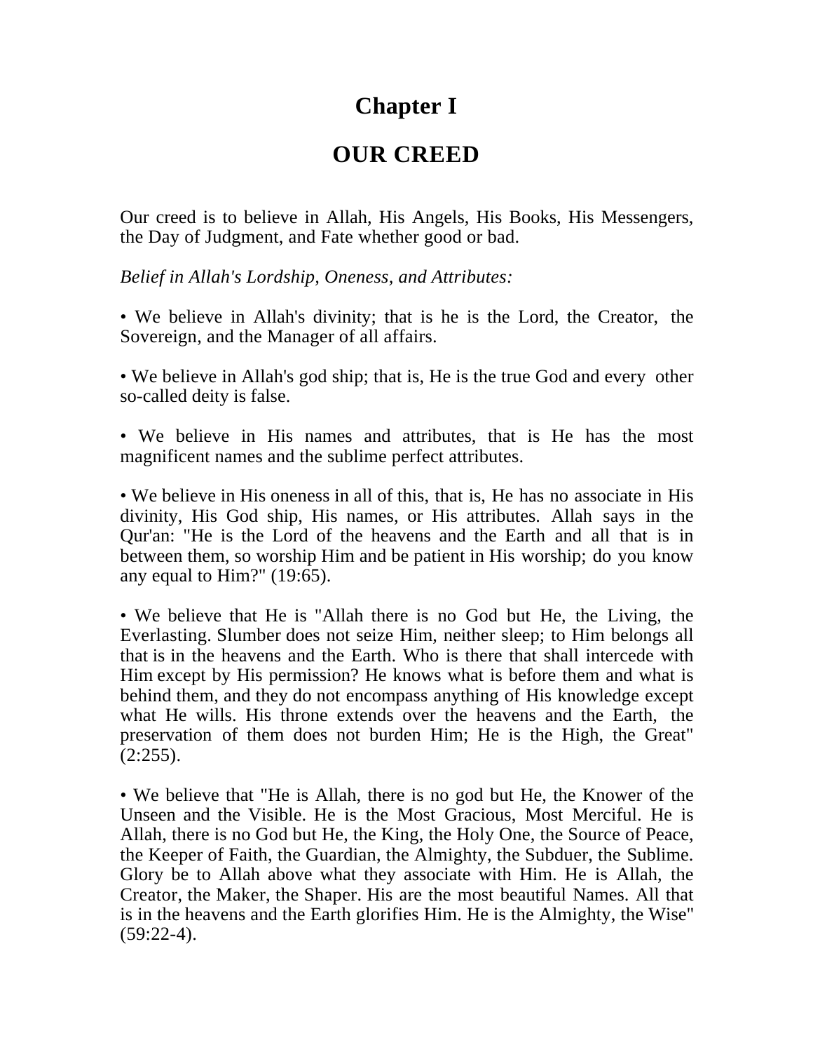# Chapter I

# OUR CREED

Our creed is to believe in Allah, His Angels, His Books, His Messengers, the Day of Judgment, and Fate whether good or bad.

*Belief in Allah's Lordship, Oneness, and Attributes:*

• We believe in Allah's divinity; that is he is the Lord, the Creator, the Sovereign, and the Manager of all affairs.

• We believe in Allah's god ship; that is, He is the true God and every other so-called deity is false.

• We believe in His names and attributes, that is He has the most magnificent names and the sublime perfect attributes.

• We believe in His oneness in all of this, that is, He has no associate in His divinity, His God ship, His names, or His attributes. Allah says in the Qur'an: "He is the Lord of the heavens and the Earth and all that is in between them, so worship Him and be patient in His worship; do you know any equal to Him?" (19:65).

• We believe that He is "Allah there is no God but He, the Living, the Everlasting. Slumber does not seize Him, neither sleep; to Him belongs all that is in the heavens and the Earth. Who is there that shall intercede with Him except by His permission? He knows what is before them and what is behind them, and they do not encompass anything of His knowledge except what He wills. His throne extends over the heavens and the Earth, the preservation of them does not burden Him; He is the High, the Great" (2:255).

• We believe that "He is Allah, there is no god but He, the Knower of the Unseen and the Visible. He is the Most Gracious, Most Merciful. He is Allah, there is no God but He, the King, the Holy One, the Source of Peace, the Keeper of Faith, the Guardian, the Almighty, the Subduer, the Sublime. Glory be to Allah above what they associate with Him. He is Allah, the Creator, the Maker, the Shaper. His are the most beautiful Names. All that is in the heavens and the Earth glorifies Him. He is the Almighty, the Wise" (59:22-4).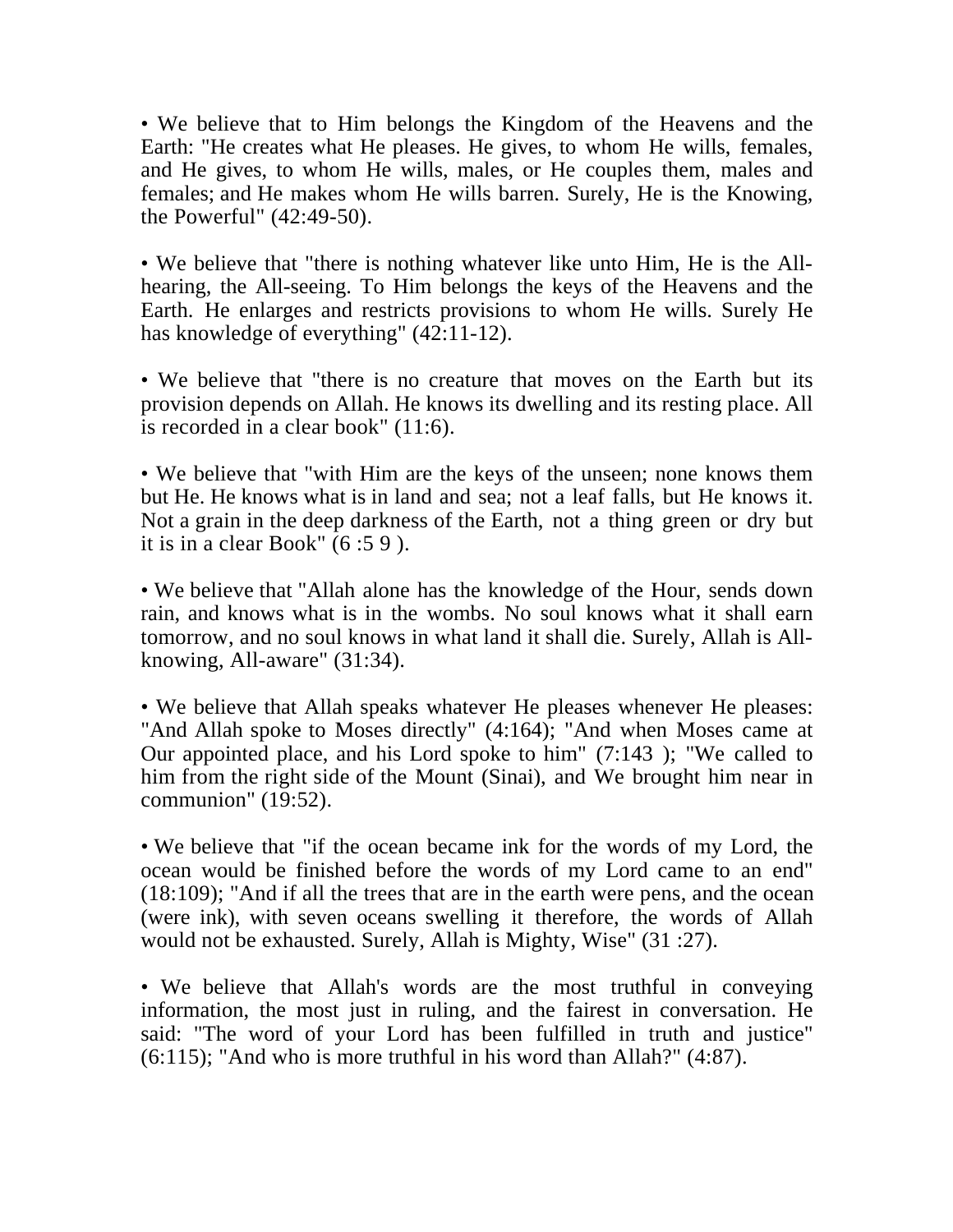• We believe that to Him belongs the Kingdom of the Heavens and the Earth: "He creates what He pleases. He gives, to whom He wills, females, and He gives, to whom He wills, males, or He couples them, males and females; and He makes whom He wills barren. Surely, He is the Knowing, the Powerful" (42:49-50).

• We believe that "there is nothing whatever like unto Him, He is the All-hearing, the All-seeing. To Him belongs the keys of the Heavens and the Earth. He enlarges and restricts provisions to whom He wills. Surely He has knowledge of everything" (42:11-12).

• We believe that "there is no creature that moves on the Earth but its provision depends on Allah. He knows its dwelling and its resting place. All is recorded in a clear book" (11:6).

• We believe that "with Him are the keys of the unseen; none knows them but He. He knows what is in land and sea; not a leaf falls, but He knows it. Not a grain in the deep darkness of the Earth, not a thing green or dry but it is in a clear Book" (6 :5 9 ).

• We believe that "Allah alone has the knowledge of the Hour, sends down rain, and knows what is in the wombs. No soul knows what it shall earn tomorrow, and no soul knows in what land it shall die. Surely, Allah is All-knowing, All-aware" (31:34).

• We believe that Allah speaks whatever He pleases whenever He pleases: "And Allah spoke to Moses directly" (4:164); "And when Moses came at Our appointed place, and his Lord spoke to him" (7:143 ); "We called to him from the right side of the Mount (Sinai), and We brought him near in communion" (19:52).

• We believe that "if the ocean became ink for the words of my Lord, the ocean would be finished before the words of my Lord came to an end" (18:109); "And if all the trees that are in the earth were pens, and the ocean (were ink), with seven oceans swelling it therefore, the words of Allah would not be exhausted. Surely, Allah is Mighty, Wise" (31 :27).

• We believe that Allah's words are the most truthful in conveying information, the most just in ruling, and the fairest in conversation. He said: "The word of your Lord has been fulfilled in truth and justice" (6:115); "And who is more truthful in his word than Allah?" (4:87).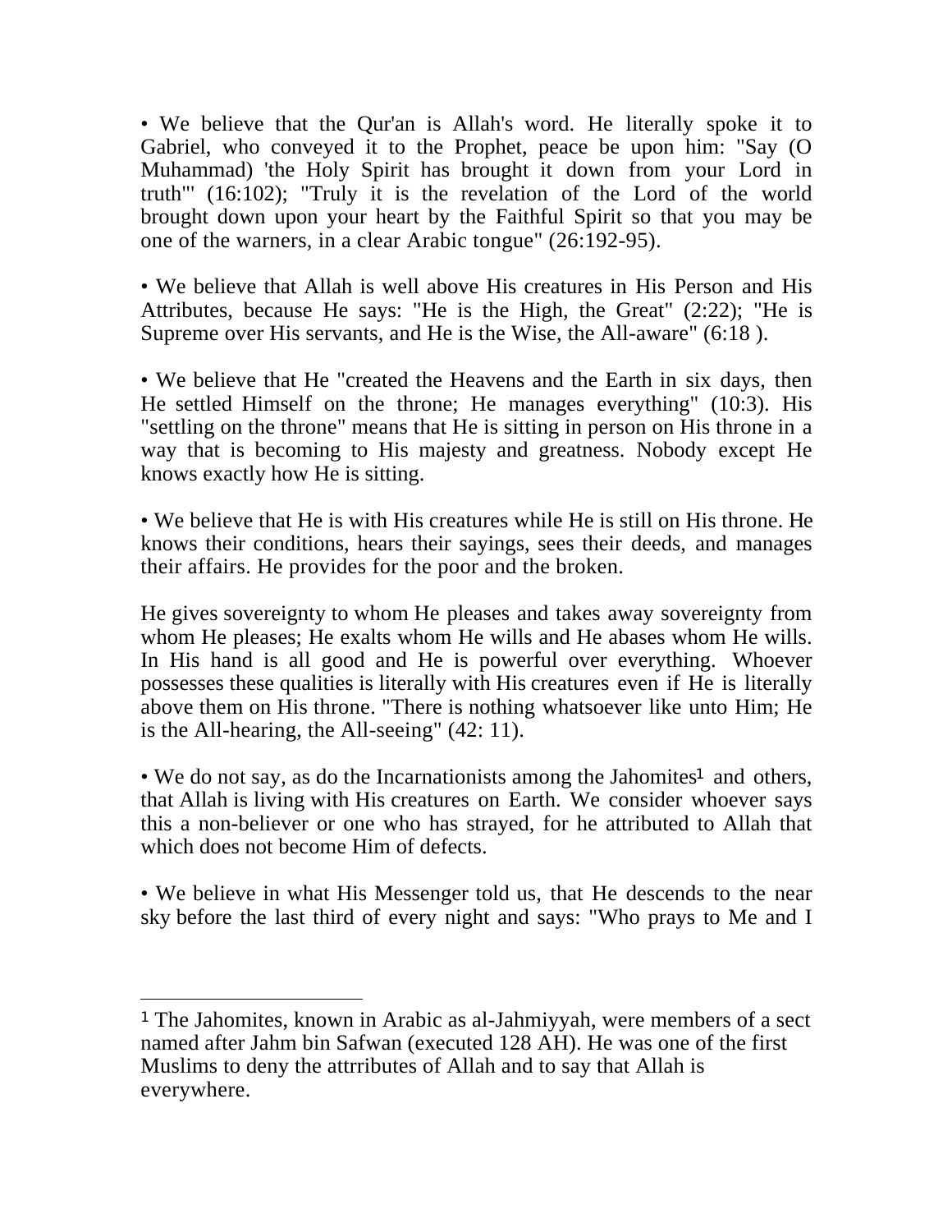• We believe that the Qur'an is Allah's word. He literally spoke it to Gabriel, who conveyed it to the Prophet, peace be upon him: "Say (O Muhammad) 'the Holy Spirit has brought it down from your Lord in truth'" (16:102); "Truly it is the revelation of the Lord of the world brought down upon your heart by the Faithful Spirit so that you may be one of the warners, in a clear Arabic tongue" (26:192-95).

• We believe that Allah is well above His creatures in His Person and His Attributes, because He says: "He is the High, the Great" (2:22); "He is Supreme over His servants, and He is the Wise, the All-aware" (6:18 ).

• We believe that He "created the Heavens and the Earth in six days, then He settled Himself on the throne; He manages everything" (10:3). His "settling on the throne" means that He is sitting in person on His throne in a way that is becoming to His majesty and greatness. Nobody except He knows exactly how He is sitting.

• We believe that He is with His creatures while He is still on His throne. He knows their conditions, hears their sayings, sees their deeds, and manages their affairs. He provides for the poor and the broken.

He gives sovereignty to whom He pleases and takes away sovereignty from whom He pleases; He exalts whom He wills and He abases whom He wills. In His hand is all good and He is powerful over everything. Whoever possesses these qualities is literally with His creatures even if He is literally above them on His throne. "There is nothing whatsoever like unto Him; He is the All-hearing, the All-seeing" (42: 11).

• We do not say, as do the Incarnationists among the Jahomites[1] and others, that Allah is living with His creatures on Earth. We consider whoever says this a non-believer or one who has strayed, for he attributed to Allah that which does not become Him of defects.

• We believe in what His Messenger told us, that He descends to the near sky before the last third of every night and says: "Who prays to Me and I

---

[1] The Jahomites, known in Arabic as al-Jahmiyyah, were members of a sect named after Jahm bin Safwan (executed 128 AH). He was one of the first Muslims to deny the attrributes of Allah and to say that Allah is everywhere.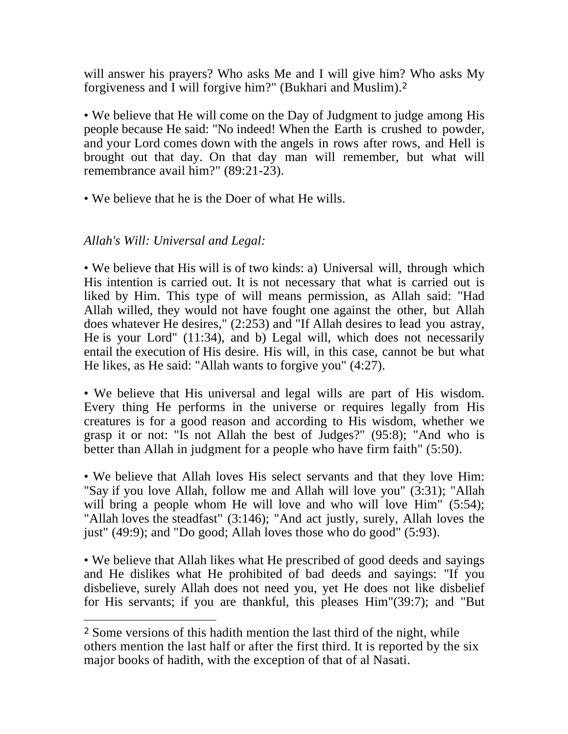will answer his prayers? Who asks Me and I will give him? Who asks My forgiveness and I will forgive him?" (Bukhari and Muslim).[2]

• We believe that He will come on the Day of Judgment to judge among His people because He said: "No indeed! When the Earth is crushed to powder, and your Lord comes down with the angels in rows after rows, and Hell is brought out that day. On that day man will remember, but what will remembrance avail him?" (89:21-23).

• We believe that he is the Doer of what He wills.

*Allah's Will: Universal and Legal:*

• We believe that His will is of two kinds: a) Universal will, through which His intention is carried out. It is not necessary that what is carried out is liked by Him. This type of will means permission, as Allah said: "Had Allah willed, they would not have fought one against the other, but Allah does whatever He desires," (2:253) and "If Allah desires to lead you astray, He is your Lord" (11:34), and b) Legal will, which does not necessarily entail the execution of His desire. His will, in this case, cannot be but what He likes, as He said: "Allah wants to forgive you" (4:27).

• We believe that His universal and legal wills are part of His wisdom. Every thing He performs in the universe or requires legally from His creatures is for a good reason and according to His wisdom, whether we grasp it or not: "Is not Allah the best of Judges?" (95:8); "And who is better than Allah in judgment for a people who have firm faith" (5:50).

• We believe that Allah loves His select servants and that they love Him: "Say if you love Allah, follow me and Allah will love you" (3:31); "Allah will bring a people whom He will love and who will love Him" (5:54); "Allah loves the steadfast" (3:146); "And act justly, surely, Allah loves the just" (49:9); and "Do good; Allah loves those who do good" (5:93).

• We believe that Allah likes what He prescribed of good deeds and sayings and He dislikes what He prohibited of bad deeds and sayings: "If you disbelieve, surely Allah does not need you, yet He does not like disbelief for His servants; if you are thankful, this pleases Him"(39:7); and "But

---

[2] Some versions of this hadith mention the last third of the night, while others mention the last half or after the first third. It is reported by the six major books of hadith, with the exception of that of al Nasati.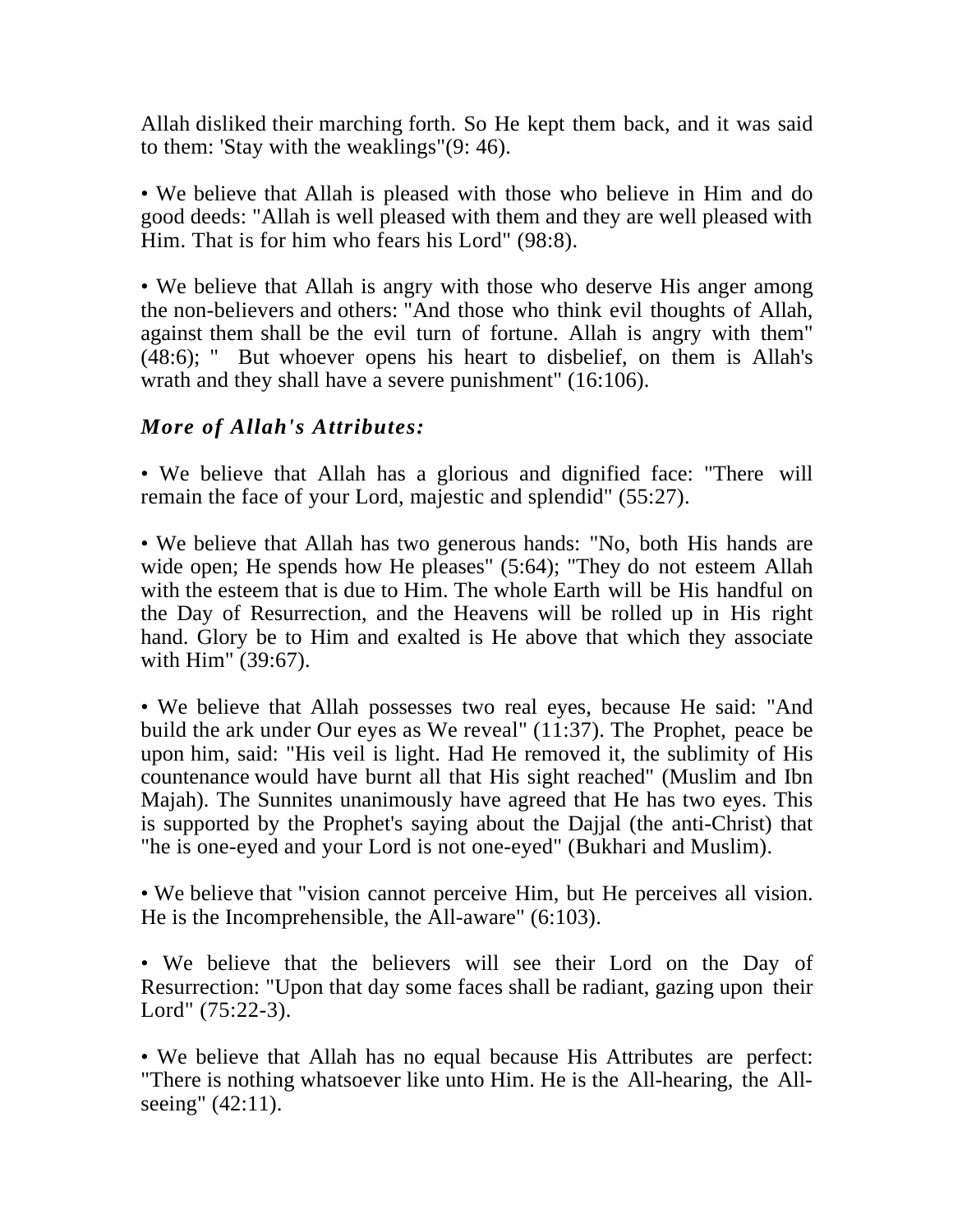Allah disliked their marching forth. So He kept them back, and it was said to them: 'Stay with the weaklings"(9: 46).

• We believe that Allah is pleased with those who believe in Him and do good deeds: "Allah is well pleased with them and they are well pleased with Him. That is for him who fears his Lord" (98:8).

• We believe that Allah is angry with those who deserve His anger among the non-believers and others: "And those who think evil thoughts of Allah, against them shall be the evil turn of fortune. Allah is angry with them" (48:6); " But whoever opens his heart to disbelief, on them is Allah's wrath and they shall have a severe punishment" (16:106).

### *More of Allah's Attributes:*

• We believe that Allah has a glorious and dignified face: "There will remain the face of your Lord, majestic and splendid" (55:27).

• We believe that Allah has two generous hands: "No, both His hands are wide open; He spends how He pleases" (5:64); "They do not esteem Allah with the esteem that is due to Him. The whole Earth will be His handful on the Day of Resurrection, and the Heavens will be rolled up in His right hand. Glory be to Him and exalted is He above that which they associate with Him" (39:67).

• We believe that Allah possesses two real eyes, because He said: "And build the ark under Our eyes as We reveal" (11:37). The Prophet, peace be upon him, said: "His veil is light. Had He removed it, the sublimity of His countenance would have burnt all that His sight reached" (Muslim and Ibn Majah). The Sunnites unanimously have agreed that He has two eyes. This is supported by the Prophet's saying about the Dajjal (the anti-Christ) that "he is one-eyed and your Lord is not one-eyed" (Bukhari and Muslim).

• We believe that "vision cannot perceive Him, but He perceives all vision. He is the Incomprehensible, the All-aware" (6:103).

• We believe that the believers will see their Lord on the Day of Resurrection: "Upon that day some faces shall be radiant, gazing upon their Lord" (75:22-3).

• We believe that Allah has no equal because His Attributes are perfect: "There is nothing whatsoever like unto Him. He is the All-hearing, the All-seeing" (42:11).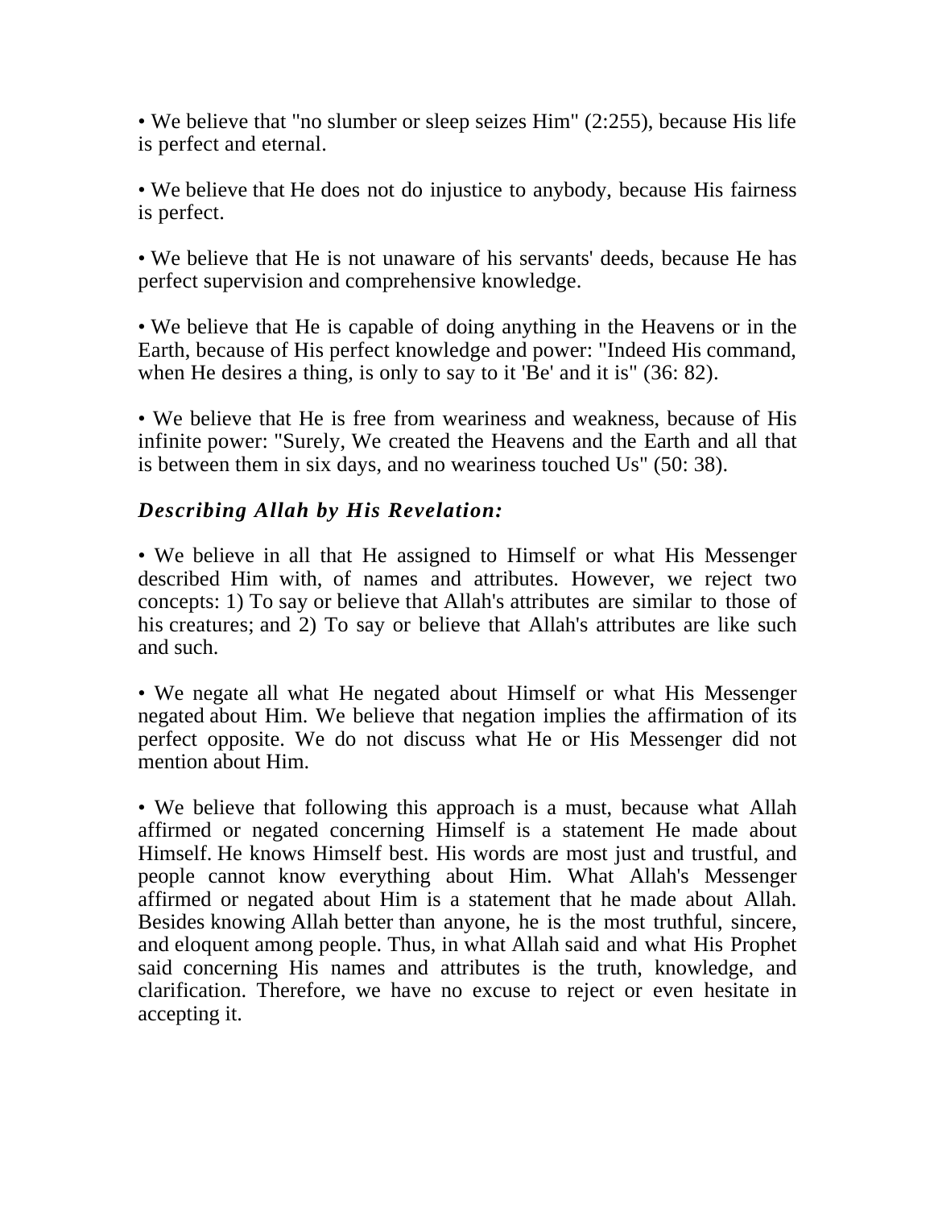• We believe that "no slumber or sleep seizes Him" (2:255), because His life is perfect and eternal.

• We believe that He does not do injustice to anybody, because His fairness is perfect.

• We believe that He is not unaware of his servants' deeds, because He has perfect supervision and comprehensive knowledge.

• We believe that He is capable of doing anything in the Heavens or in the Earth, because of His perfect knowledge and power: "Indeed His command, when He desires a thing, is only to say to it 'Be' and it is" (36: 82).

• We believe that He is free from weariness and weakness, because of His infinite power: "Surely, We created the Heavens and the Earth and all that is between them in six days, and no weariness touched Us" (50: 38).

### *Describing Allah by His Revelation:*

• We believe in all that He assigned to Himself or what His Messenger described Him with, of names and attributes. However, we reject two concepts: 1) To say or believe that Allah's attributes are similar to those of his creatures; and 2) To say or believe that Allah's attributes are like such and such.

• We negate all what He negated about Himself or what His Messenger negated about Him. We believe that negation implies the affirmation of its perfect opposite. We do not discuss what He or His Messenger did not mention about Him.

• We believe that following this approach is a must, because what Allah affirmed or negated concerning Himself is a statement He made about Himself. He knows Himself best. His words are most just and trustful, and people cannot know everything about Him. What Allah's Messenger affirmed or negated about Him is a statement that he made about Allah. Besides knowing Allah better than anyone, he is the most truthful, sincere, and eloquent among people. Thus, in what Allah said and what His Prophet said concerning His names and attributes is the truth, knowledge, and clarification. Therefore, we have no excuse to reject or even hesitate in accepting it.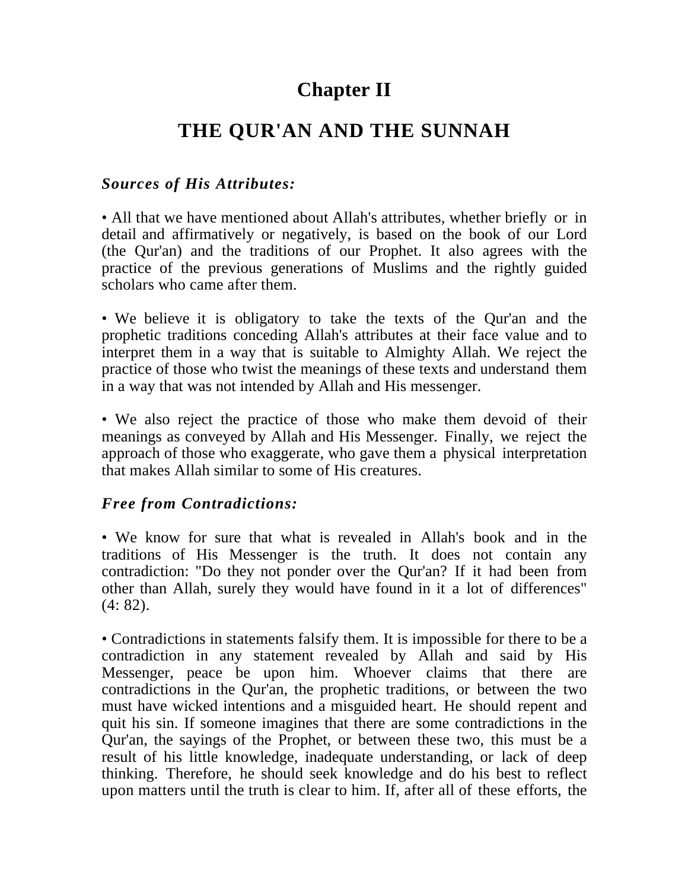# Chapter II

## THE QUR'AN AND THE SUNNAH

### *Sources of His Attributes:*

• All that we have mentioned about Allah's attributes, whether briefly or in detail and affirmatively or negatively, is based on the book of our Lord (the Qur'an) and the traditions of our Prophet. It also agrees with the practice of the previous generations of Muslims and the rightly guided scholars who came after them.

• We believe it is obligatory to take the texts of the Qur'an and the prophetic traditions conceding Allah's attributes at their face value and to interpret them in a way that is suitable to Almighty Allah. We reject the practice of those who twist the meanings of these texts and understand them in a way that was not intended by Allah and His messenger.

• We also reject the practice of those who make them devoid of their meanings as conveyed by Allah and His Messenger. Finally, we reject the approach of those who exaggerate, who gave them a physical interpretation that makes Allah similar to some of His creatures.

### *Free from Contradictions:*

• We know for sure that what is revealed in Allah's book and in the traditions of His Messenger is the truth. It does not contain any contradiction: "Do they not ponder over the Qur'an? If it had been from other than Allah, surely they would have found in it a lot of differences" (4: 82).

• Contradictions in statements falsify them. It is impossible for there to be a contradiction in any statement revealed by Allah and said by His Messenger, peace be upon him. Whoever claims that there are contradictions in the Qur'an, the prophetic traditions, or between the two must have wicked intentions and a misguided heart. He should repent and quit his sin. If someone imagines that there are some contradictions in the Qur'an, the sayings of the Prophet, or between these two, this must be a result of his little knowledge, inadequate understanding, or lack of deep thinking. Therefore, he should seek knowledge and do his best to reflect upon matters until the truth is clear to him. If, after all of these efforts, the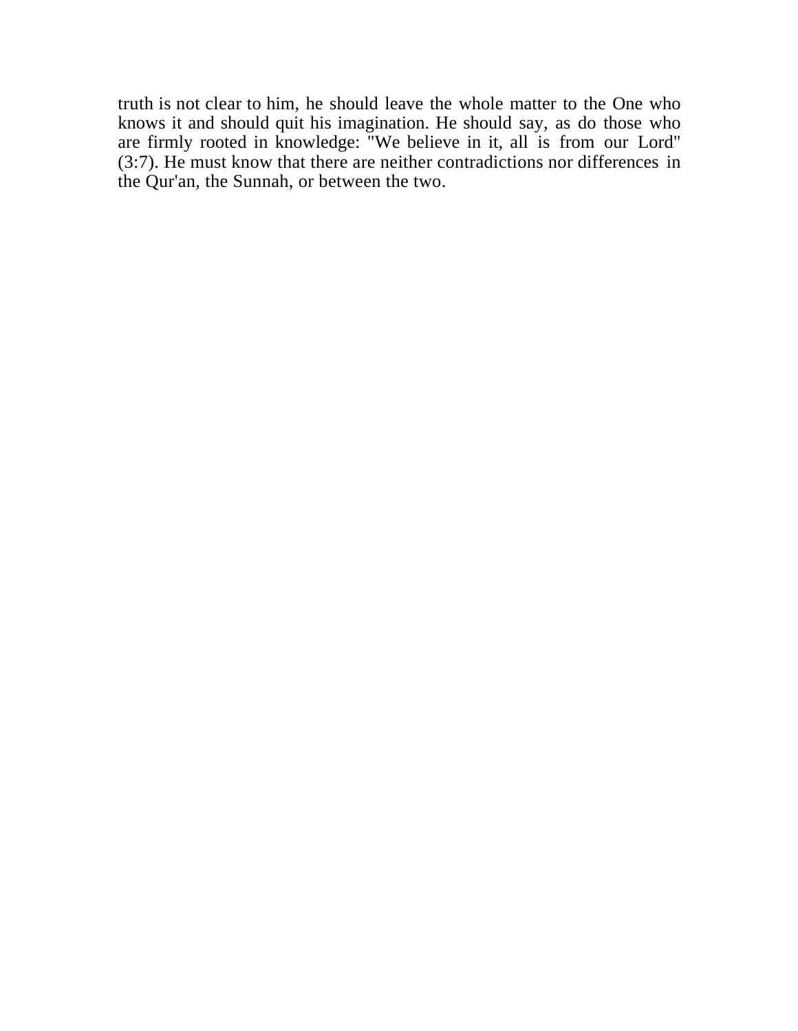truth is not clear to him, he should leave the whole matter to the One who knows it and should quit his imagination. He should say, as do those who are firmly rooted in knowledge: "We believe in it, all is from our Lord" (3:7). He must know that there are neither contradictions nor differences in the Qur'an, the Sunnah, or between the two.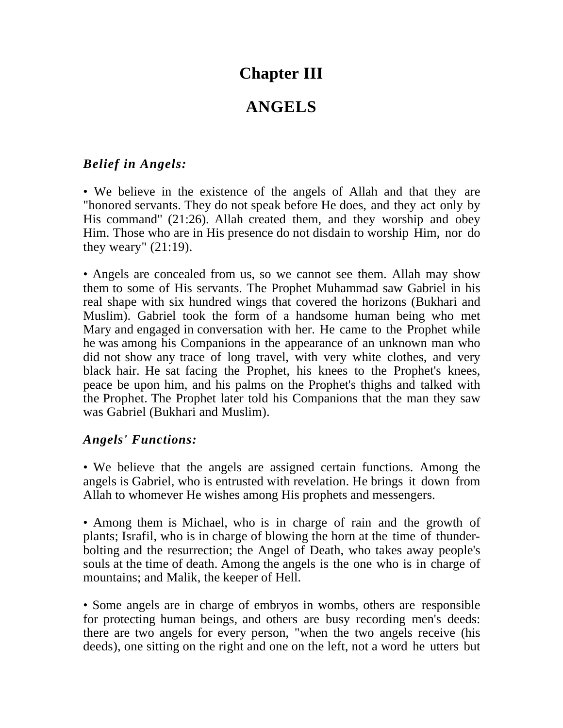# Chapter III

# ANGELS

### *Belief in Angels:*

• We believe in the existence of the angels of Allah and that they are "honored servants. They do not speak before He does, and they act only by His command" (21:26). Allah created them, and they worship and obey Him. Those who are in His presence do not disdain to worship Him, nor do they weary" (21:19).

• Angels are concealed from us, so we cannot see them. Allah may show them to some of His servants. The Prophet Muhammad saw Gabriel in his real shape with six hundred wings that covered the horizons (Bukhari and Muslim). Gabriel took the form of a handsome human being who met Mary and engaged in conversation with her. He came to the Prophet while he was among his Companions in the appearance of an unknown man who did not show any trace of long travel, with very white clothes, and very black hair. He sat facing the Prophet, his knees to the Prophet's knees, peace be upon him, and his palms on the Prophet's thighs and talked with the Prophet. The Prophet later told his Companions that the man they saw was Gabriel (Bukhari and Muslim).

### *Angels' Functions:*

• We believe that the angels are assigned certain functions. Among the angels is Gabriel, who is entrusted with revelation. He brings it down from Allah to whomever He wishes among His prophets and messengers.

• Among them is Michael, who is in charge of rain and the growth of plants; Israfil, who is in charge of blowing the horn at the time of thunder-bolting and the resurrection; the Angel of Death, who takes away people's souls at the time of death. Among the angels is the one who is in charge of mountains; and Malik, the keeper of Hell.

• Some angels are in charge of embryos in wombs, others are responsible for protecting human beings, and others are busy recording men's deeds: there are two angels for every person, "when the two angels receive (his deeds), one sitting on the right and one on the left, not a word he utters but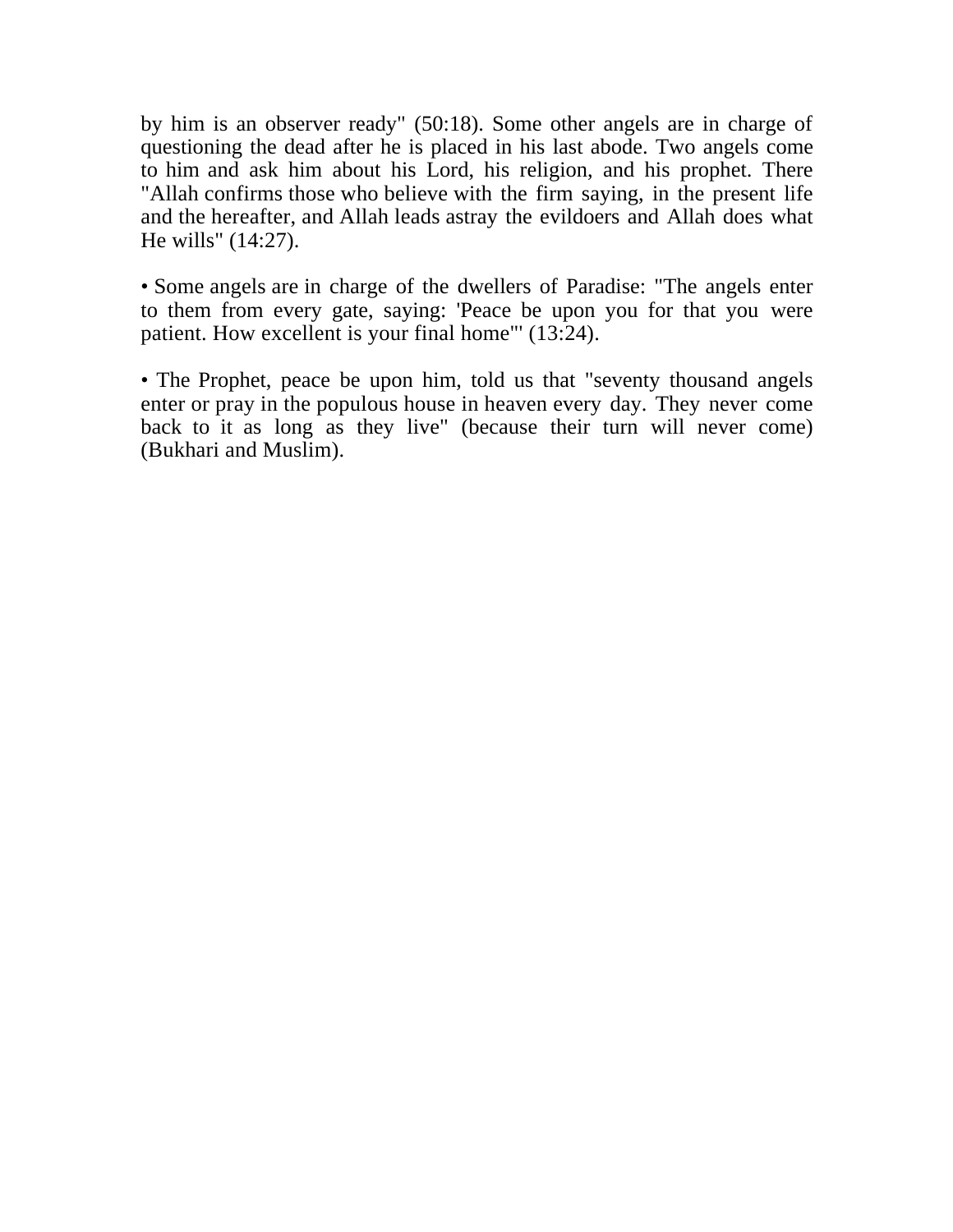by him is an observer ready" (50:18). Some other angels are in charge of questioning the dead after he is placed in his last abode. Two angels come to him and ask him about his Lord, his religion, and his prophet. There "Allah confirms those who believe with the firm saying, in the present life and the hereafter, and Allah leads astray the evildoers and Allah does what He wills" (14:27).

• Some angels are in charge of the dwellers of Paradise: "The angels enter to them from every gate, saying: 'Peace be upon you for that you were patient. How excellent is your final home'" (13:24).

• The Prophet, peace be upon him, told us that "seventy thousand angels enter or pray in the populous house in heaven every day. They never come back to it as long as they live" (because their turn will never come) (Bukhari and Muslim).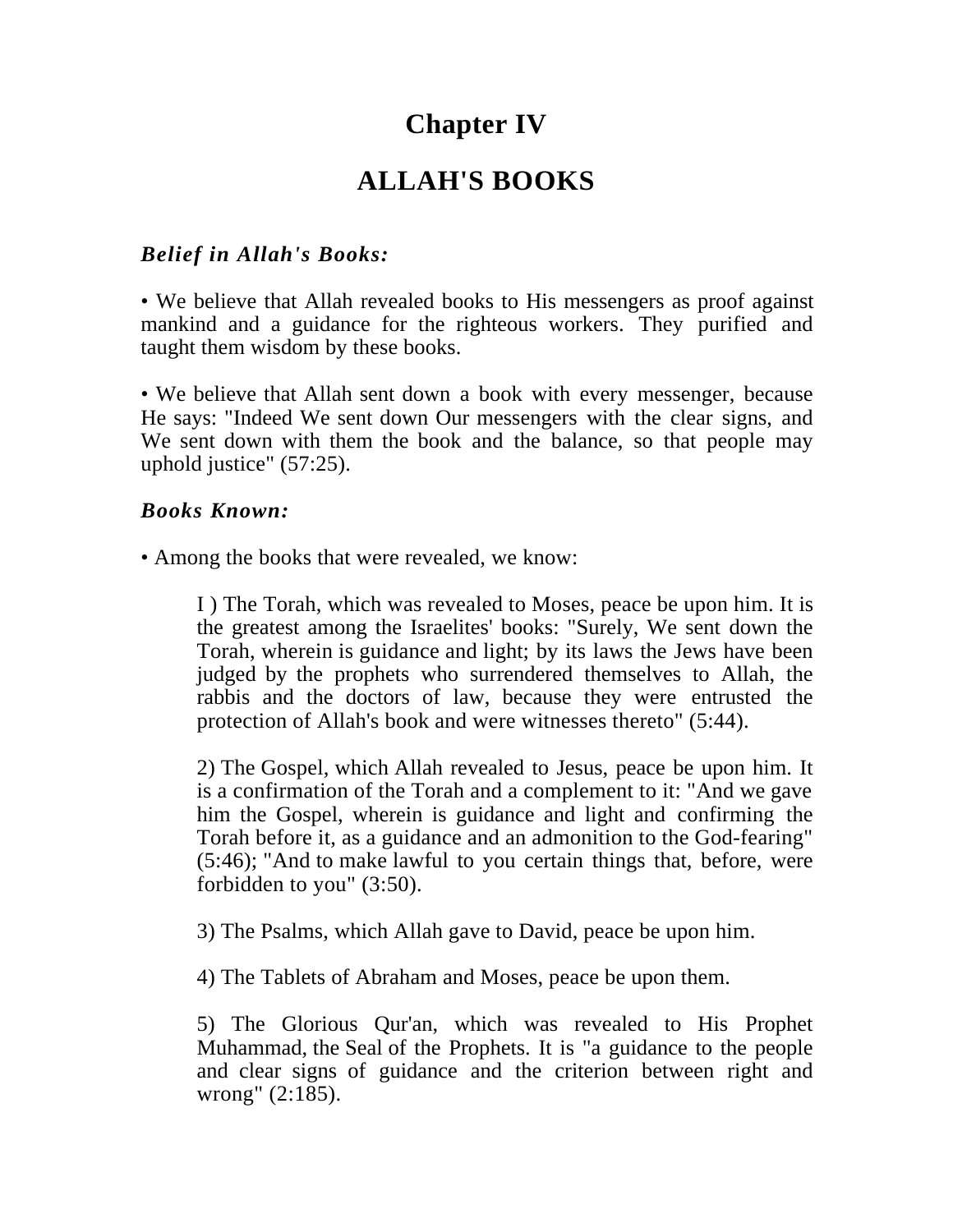# Chapter IV

# ALLAH'S BOOKS

***Belief in Allah's Books:***

• We believe that Allah revealed books to His messengers as proof against mankind and a guidance for the righteous workers. They purified and taught them wisdom by these books.

• We believe that Allah sent down a book with every messenger, because He says: "Indeed We sent down Our messengers with the clear signs, and We sent down with them the book and the balance, so that people may uphold justice" (57:25).

***Books Known:***

• Among the books that were revealed, we know:

> I ) The Torah, which was revealed to Moses, peace be upon him. It is the greatest among the Israelites' books: "Surely, We sent down the Torah, wherein is guidance and light; by its laws the Jews have been judged by the prophets who surrendered themselves to Allah, the rabbis and the doctors of law, because they were entrusted the protection of Allah's book and were witnesses thereto" (5:44).
>
> 2) The Gospel, which Allah revealed to Jesus, peace be upon him. It is a confirmation of the Torah and a complement to it: "And we gave him the Gospel, wherein is guidance and light and confirming the Torah before it, as a guidance and an admonition to the God-fearing" (5:46); "And to make lawful to you certain things that, before, were forbidden to you" (3:50).
>
> 3) The Psalms, which Allah gave to David, peace be upon him.
>
> 4) The Tablets of Abraham and Moses, peace be upon them.
>
> 5) The Glorious Qur'an, which was revealed to His Prophet Muhammad, the Seal of the Prophets. It is "a guidance to the people and clear signs of guidance and the criterion between right and wrong" (2:185).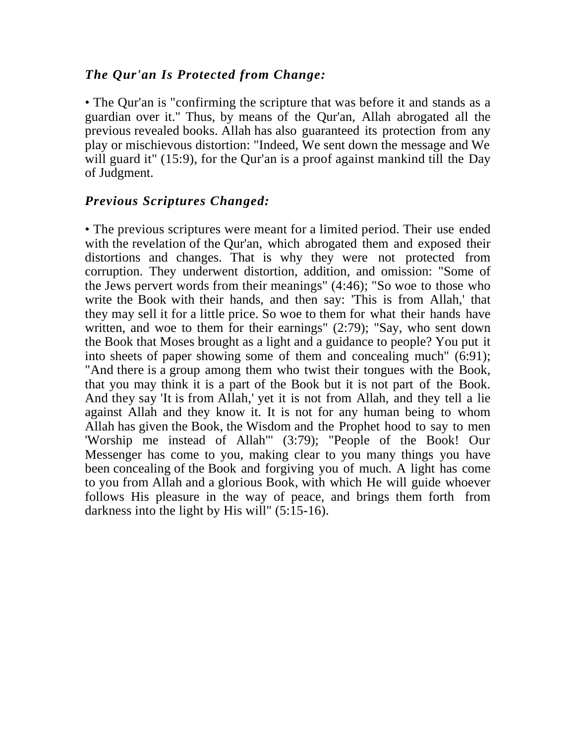### *The Qur'an Is Protected from Change:*

• The Qur'an is "confirming the scripture that was before it and stands as a guardian over it." Thus, by means of the Qur'an, Allah abrogated all the previous revealed books. Allah has also guaranteed its protection from any play or mischievous distortion: "Indeed, We sent down the message and We will guard it" (15:9), for the Qur'an is a proof against mankind till the Day of Judgment.

### *Previous Scriptures Changed:*

• The previous scriptures were meant for a limited period. Their use ended with the revelation of the Qur'an, which abrogated them and exposed their distortions and changes. That is why they were not protected from corruption. They underwent distortion, addition, and omission: "Some of the Jews pervert words from their meanings" (4:46); "So woe to those who write the Book with their hands, and then say: 'This is from Allah,' that they may sell it for a little price. So woe to them for what their hands have written, and woe to them for their earnings" (2:79); "Say, who sent down the Book that Moses brought as a light and a guidance to people? You put it into sheets of paper showing some of them and concealing much" (6:91); "And there is a group among them who twist their tongues with the Book, that you may think it is a part of the Book but it is not part of the Book. And they say 'It is from Allah,' yet it is not from Allah, and they tell a lie against Allah and they know it. It is not for any human being to whom Allah has given the Book, the Wisdom and the Prophet hood to say to men 'Worship me instead of Allah'" (3:79); "People of the Book! Our Messenger has come to you, making clear to you many things you have been concealing of the Book and forgiving you of much. A light has come to you from Allah and a glorious Book, with which He will guide whoever follows His pleasure in the way of peace, and brings them forth from darkness into the light by His will" (5:15-16).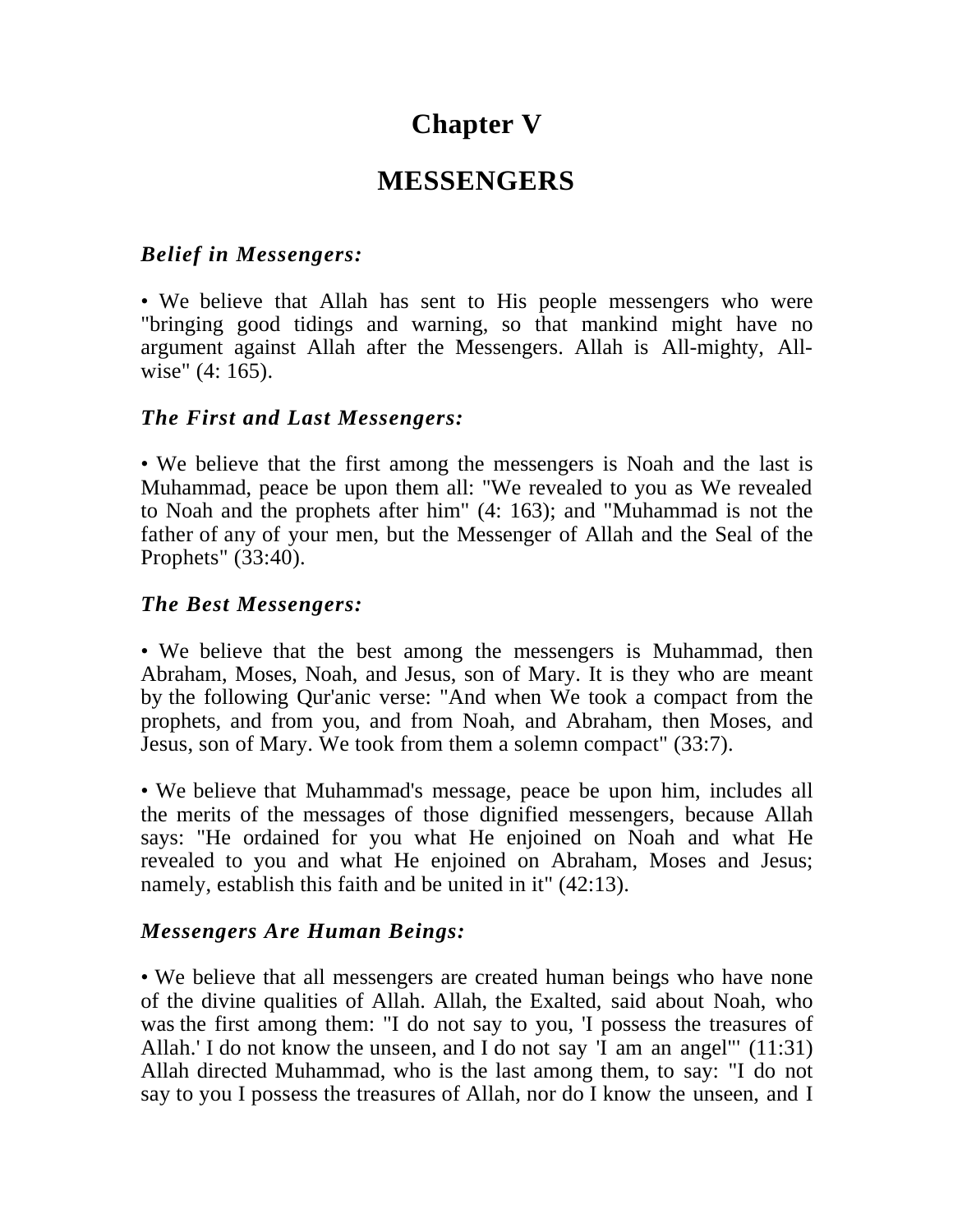# Chapter V

# MESSENGERS

### *Belief in Messengers:*

• We believe that Allah has sent to His people messengers who were "bringing good tidings and warning, so that mankind might have no argument against Allah after the Messengers. Allah is All-mighty, All-wise" (4: 165).

### *The First and Last Messengers:*

• We believe that the first among the messengers is Noah and the last is Muhammad, peace be upon them all: "We revealed to you as We revealed to Noah and the prophets after him" (4: 163); and "Muhammad is not the father of any of your men, but the Messenger of Allah and the Seal of the Prophets" (33:40).

### *The Best Messengers:*

• We believe that the best among the messengers is Muhammad, then Abraham, Moses, Noah, and Jesus, son of Mary. It is they who are meant by the following Qur'anic verse: "And when We took a compact from the prophets, and from you, and from Noah, and Abraham, then Moses, and Jesus, son of Mary. We took from them a solemn compact" (33:7).

• We believe that Muhammad's message, peace be upon him, includes all the merits of the messages of those dignified messengers, because Allah says: "He ordained for you what He enjoined on Noah and what He revealed to you and what He enjoined on Abraham, Moses and Jesus; namely, establish this faith and be united in it" (42:13).

### *Messengers Are Human Beings:*

• We believe that all messengers are created human beings who have none of the divine qualities of Allah. Allah, the Exalted, said about Noah, who was the first among them: "I do not say to you, 'I possess the treasures of Allah.' I do not know the unseen, and I do not say 'I am an angel'" (11:31) Allah directed Muhammad, who is the last among them, to say: "I do not say to you I possess the treasures of Allah, nor do I know the unseen, and I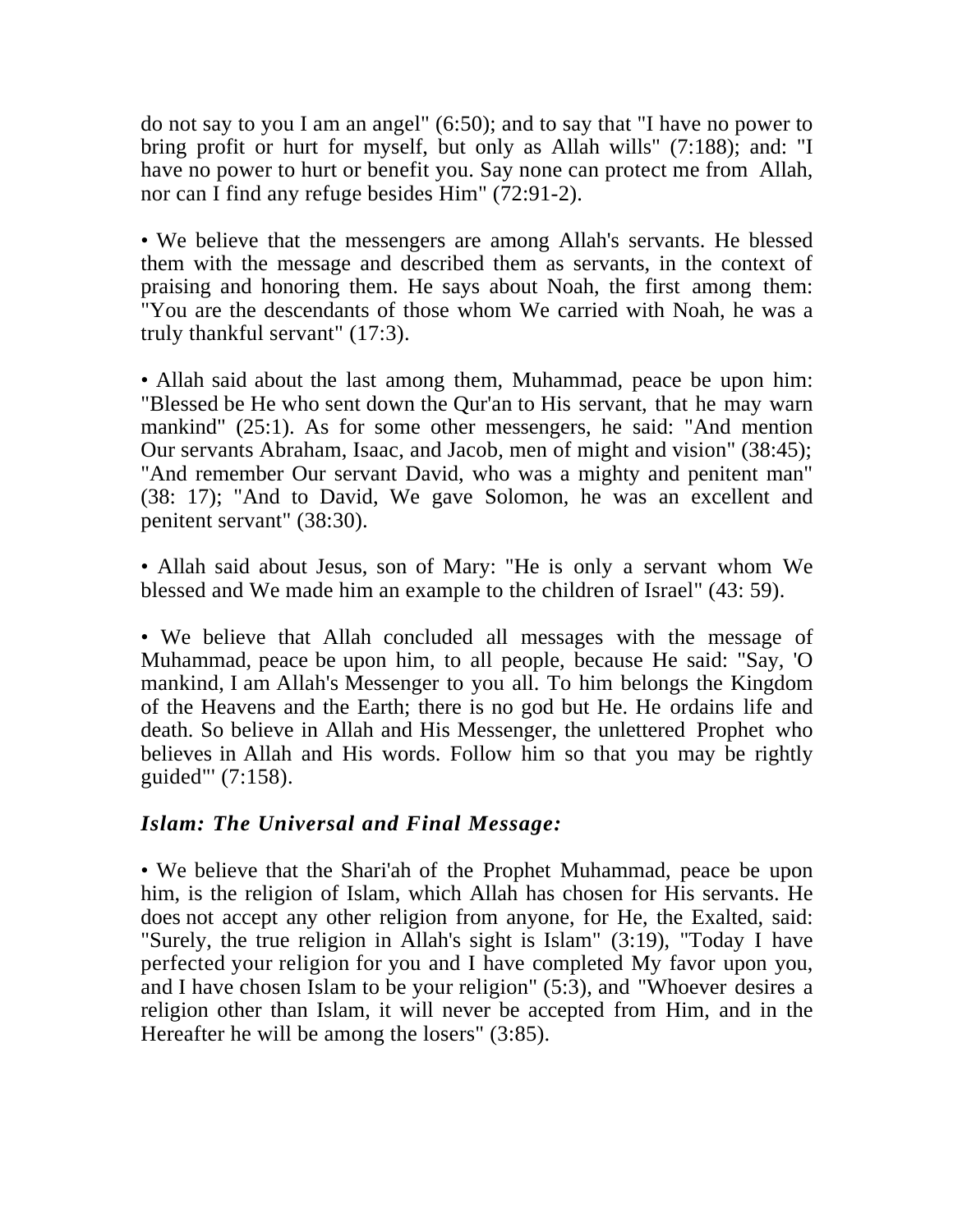do not say to you I am an angel" (6:50); and to say that "I have no power to bring profit or hurt for myself, but only as Allah wills" (7:188); and: "I have no power to hurt or benefit you. Say none can protect me from Allah, nor can I find any refuge besides Him" (72:91-2).

• We believe that the messengers are among Allah's servants. He blessed them with the message and described them as servants, in the context of praising and honoring them. He says about Noah, the first among them: "You are the descendants of those whom We carried with Noah, he was a truly thankful servant" (17:3).

• Allah said about the last among them, Muhammad, peace be upon him: "Blessed be He who sent down the Qur'an to His servant, that he may warn mankind" (25:1). As for some other messengers, he said: "And mention Our servants Abraham, Isaac, and Jacob, men of might and vision" (38:45); "And remember Our servant David, who was a mighty and penitent man" (38: 17); "And to David, We gave Solomon, he was an excellent and penitent servant" (38:30).

• Allah said about Jesus, son of Mary: "He is only a servant whom We blessed and We made him an example to the children of Israel" (43: 59).

• We believe that Allah concluded all messages with the message of Muhammad, peace be upon him, to all people, because He said: "Say, 'O mankind, I am Allah's Messenger to you all. To him belongs the Kingdom of the Heavens and the Earth; there is no god but He. He ordains life and death. So believe in Allah and His Messenger, the unlettered Prophet who believes in Allah and His words. Follow him so that you may be rightly guided'" (7:158).

### ***Islam: The Universal and Final Message:***

• We believe that the Shari'ah of the Prophet Muhammad, peace be upon him, is the religion of Islam, which Allah has chosen for His servants. He does not accept any other religion from anyone, for He, the Exalted, said: "Surely, the true religion in Allah's sight is Islam" (3:19), "Today I have perfected your religion for you and I have completed My favor upon you, and I have chosen Islam to be your religion" (5:3), and "Whoever desires a religion other than Islam, it will never be accepted from Him, and in the Hereafter he will be among the losers" (3:85).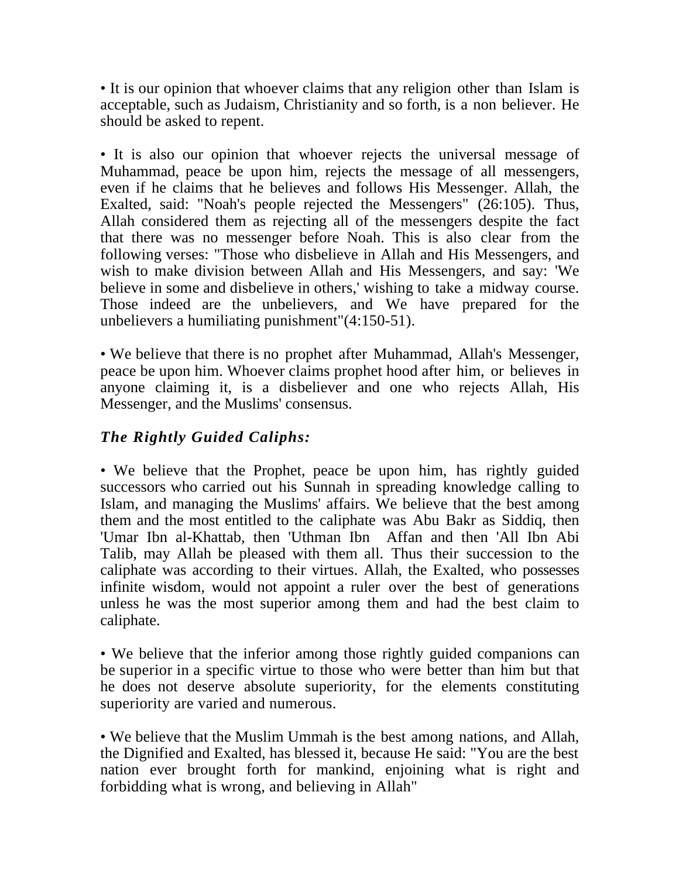• It is our opinion that whoever claims that any religion other than Islam is acceptable, such as Judaism, Christianity and so forth, is a non believer. He should be asked to repent.

• It is also our opinion that whoever rejects the universal message of Muhammad, peace be upon him, rejects the message of all messengers, even if he claims that he believes and follows His Messenger. Allah, the Exalted, said: "Noah's people rejected the Messengers" (26:105). Thus, Allah considered them as rejecting all of the messengers despite the fact that there was no messenger before Noah. This is also clear from the following verses: "Those who disbelieve in Allah and His Messengers, and wish to make division between Allah and His Messengers, and say: 'We believe in some and disbelieve in others,' wishing to take a midway course. Those indeed are the unbelievers, and We have prepared for the unbelievers a humiliating punishment"(4:150-51).

• We believe that there is no prophet after Muhammad, Allah's Messenger, peace be upon him. Whoever claims prophet hood after him, or believes in anyone claiming it, is a disbeliever and one who rejects Allah, His Messenger, and the Muslims' consensus.

### *The Rightly Guided Caliphs:*

• We believe that the Prophet, peace be upon him, has rightly guided successors who carried out his Sunnah in spreading knowledge calling to Islam, and managing the Muslims' affairs. We believe that the best among them and the most entitled to the caliphate was Abu Bakr as Siddiq, then 'Umar Ibn al-Khattab, then 'Uthman Ibn Affan and then 'All Ibn Abi Talib, may Allah be pleased with them all. Thus their succession to the caliphate was according to their virtues. Allah, the Exalted, who possesses infinite wisdom, would not appoint a ruler over the best of generations unless he was the most superior among them and had the best claim to caliphate.

• We believe that the inferior among those rightly guided companions can be superior in a specific virtue to those who were better than him but that he does not deserve absolute superiority, for the elements constituting superiority are varied and numerous.

• We believe that the Muslim Ummah is the best among nations, and Allah, the Dignified and Exalted, has blessed it, because He said: "You are the best nation ever brought forth for mankind, enjoining what is right and forbidding what is wrong, and believing in Allah"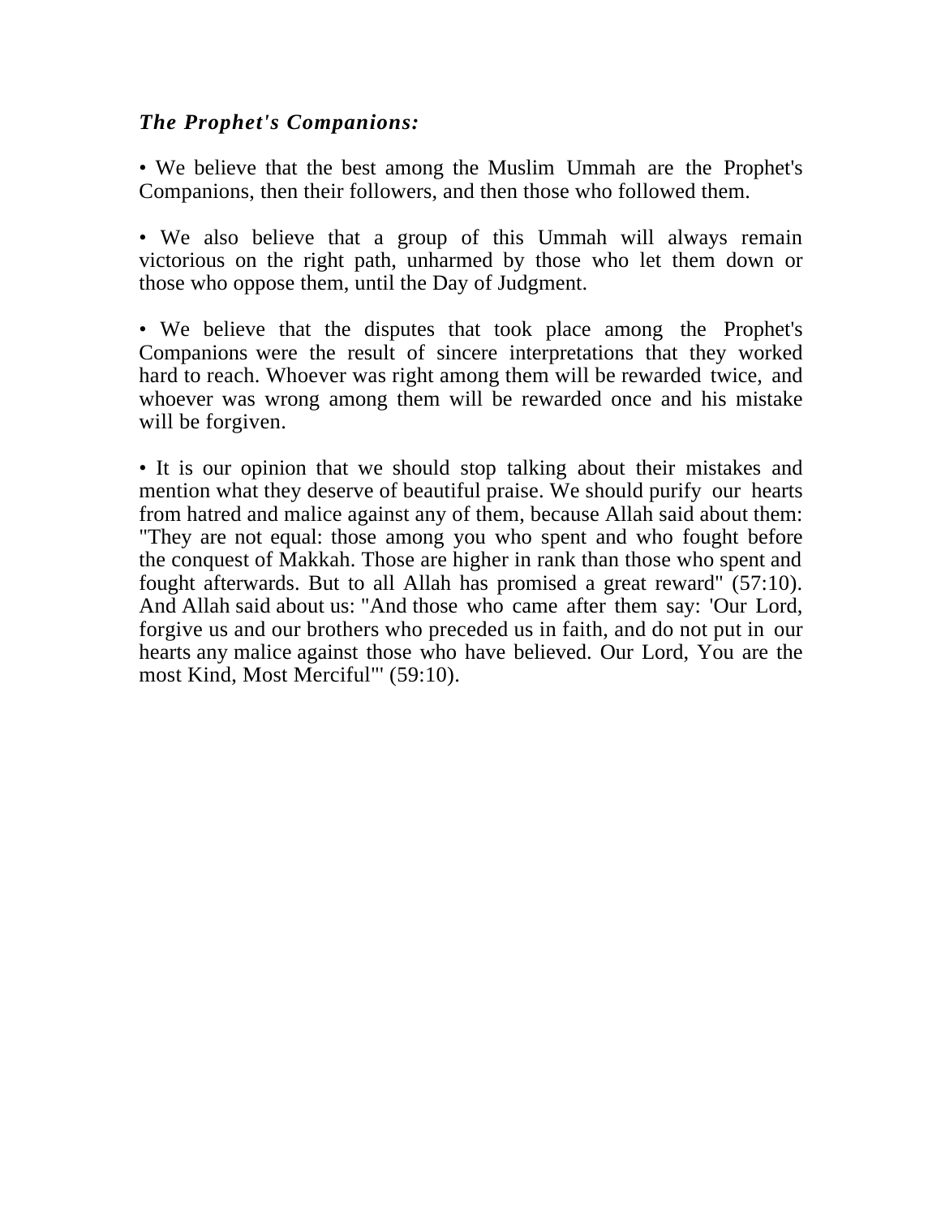### ***The Prophet's Companions:***

• We believe that the best among the Muslim Ummah are the Prophet's Companions, then their followers, and then those who followed them.

• We also believe that a group of this Ummah will always remain victorious on the right path, unharmed by those who let them down or those who oppose them, until the Day of Judgment.

• We believe that the disputes that took place among the Prophet's Companions were the result of sincere interpretations that they worked hard to reach. Whoever was right among them will be rewarded twice, and whoever was wrong among them will be rewarded once and his mistake will be forgiven.

• It is our opinion that we should stop talking about their mistakes and mention what they deserve of beautiful praise. We should purify our hearts from hatred and malice against any of them, because Allah said about them: "They are not equal: those among you who spent and who fought before the conquest of Makkah. Those are higher in rank than those who spent and fought afterwards. But to all Allah has promised a great reward" (57:10). And Allah said about us: "And those who came after them say: 'Our Lord, forgive us and our brothers who preceded us in faith, and do not put in our hearts any malice against those who have believed. Our Lord, You are the most Kind, Most Merciful'" (59:10).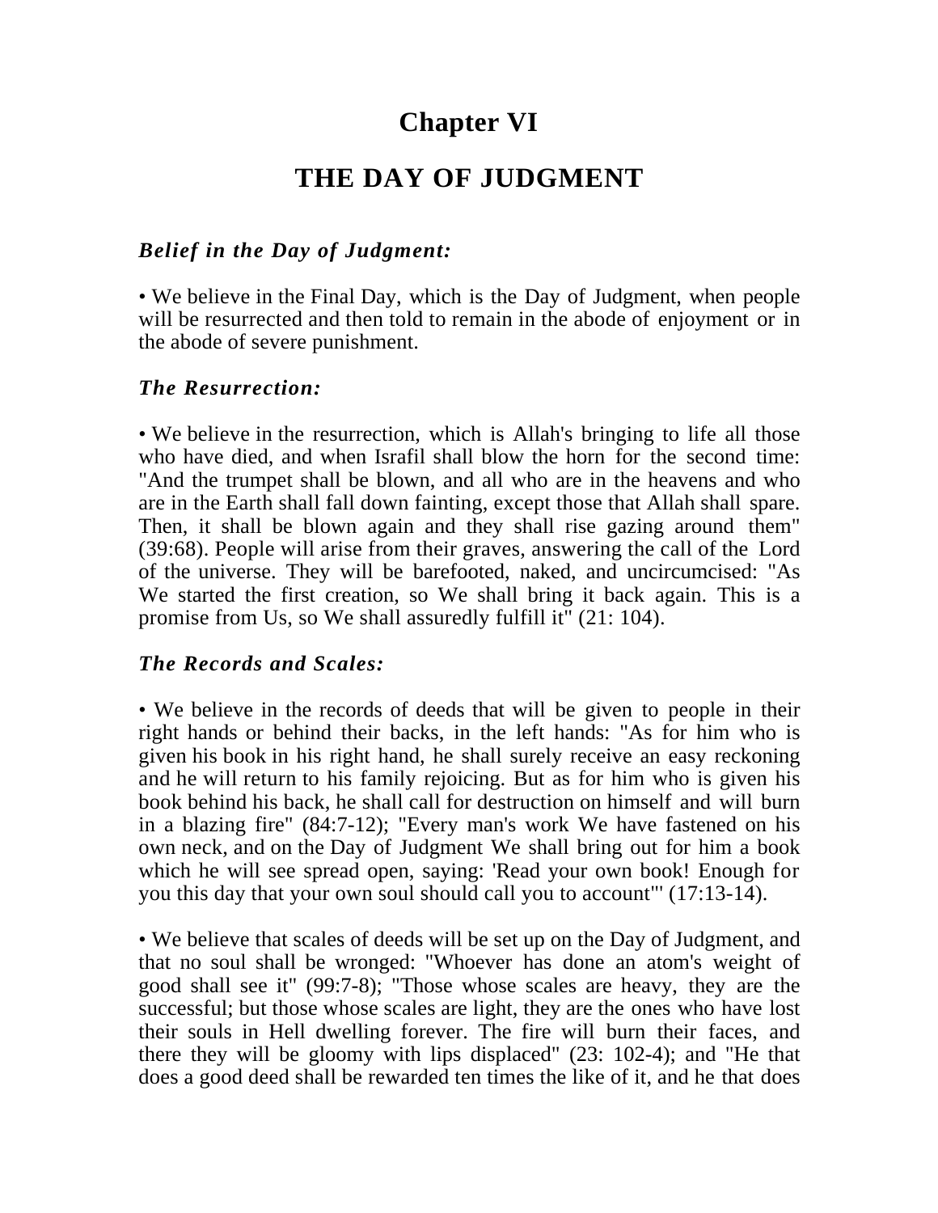# Chapter VI

# THE DAY OF JUDGMENT

### *Belief in the Day of Judgment:*

• We believe in the Final Day, which is the Day of Judgment, when people will be resurrected and then told to remain in the abode of enjoyment or in the abode of severe punishment.

### *The Resurrection:*

• We believe in the resurrection, which is Allah's bringing to life all those who have died, and when Israfil shall blow the horn for the second time: "And the trumpet shall be blown, and all who are in the heavens and who are in the Earth shall fall down fainting, except those that Allah shall spare. Then, it shall be blown again and they shall rise gazing around them" (39:68). People will arise from their graves, answering the call of the Lord of the universe. They will be barefooted, naked, and uncircumcised: "As We started the first creation, so We shall bring it back again. This is a promise from Us, so We shall assuredly fulfill it" (21: 104).

### *The Records and Scales:*

• We believe in the records of deeds that will be given to people in their right hands or behind their backs, in the left hands: "As for him who is given his book in his right hand, he shall surely receive an easy reckoning and he will return to his family rejoicing. But as for him who is given his book behind his back, he shall call for destruction on himself and will burn in a blazing fire" (84:7-12); "Every man's work We have fastened on his own neck, and on the Day of Judgment We shall bring out for him a book which he will see spread open, saying: 'Read your own book! Enough for you this day that your own soul should call you to account'" (17:13-14).

• We believe that scales of deeds will be set up on the Day of Judgment, and that no soul shall be wronged: "Whoever has done an atom's weight of good shall see it" (99:7-8); "Those whose scales are heavy, they are the successful; but those whose scales are light, they are the ones who have lost their souls in Hell dwelling forever. The fire will burn their faces, and there they will be gloomy with lips displaced" (23: 102-4); and "He that does a good deed shall be rewarded ten times the like of it, and he that does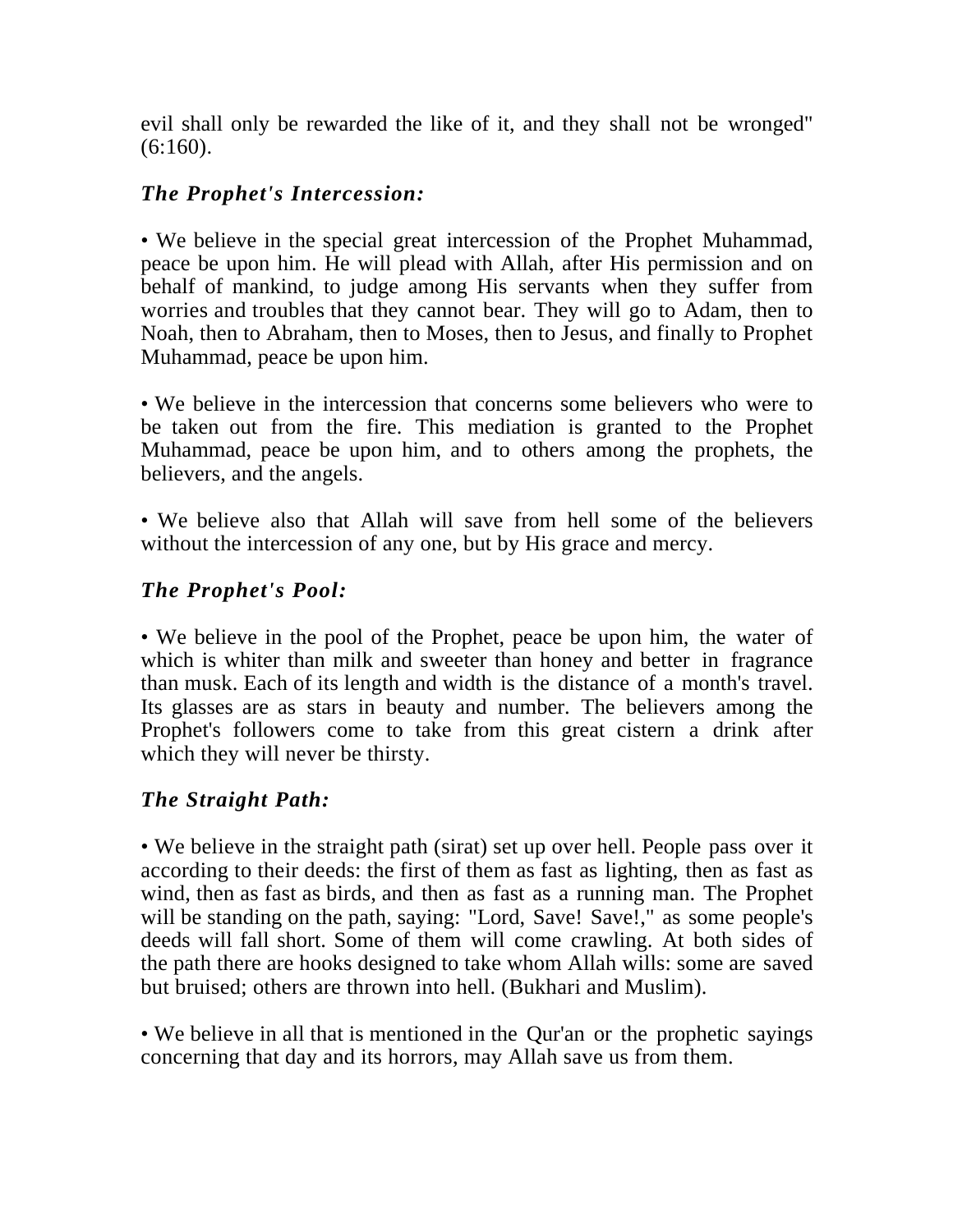evil shall only be rewarded the like of it, and they shall not be wronged" (6:160).

### *The Prophet's Intercession:*

• We believe in the special great intercession of the Prophet Muhammad, peace be upon him. He will plead with Allah, after His permission and on behalf of mankind, to judge among His servants when they suffer from worries and troubles that they cannot bear. They will go to Adam, then to Noah, then to Abraham, then to Moses, then to Jesus, and finally to Prophet Muhammad, peace be upon him.

• We believe in the intercession that concerns some believers who were to be taken out from the fire. This mediation is granted to the Prophet Muhammad, peace be upon him, and to others among the prophets, the believers, and the angels.

• We believe also that Allah will save from hell some of the believers without the intercession of any one, but by His grace and mercy.

### *The Prophet's Pool:*

• We believe in the pool of the Prophet, peace be upon him, the water of which is whiter than milk and sweeter than honey and better in fragrance than musk. Each of its length and width is the distance of a month's travel. Its glasses are as stars in beauty and number. The believers among the Prophet's followers come to take from this great cistern a drink after which they will never be thirsty.

### *The Straight Path:*

• We believe in the straight path (sirat) set up over hell. People pass over it according to their deeds: the first of them as fast as lighting, then as fast as wind, then as fast as birds, and then as fast as a running man. The Prophet will be standing on the path, saying: "Lord, Save! Save!," as some people's deeds will fall short. Some of them will come crawling. At both sides of the path there are hooks designed to take whom Allah wills: some are saved but bruised; others are thrown into hell. (Bukhari and Muslim).

• We believe in all that is mentioned in the Qur'an or the prophetic sayings concerning that day and its horrors, may Allah save us from them.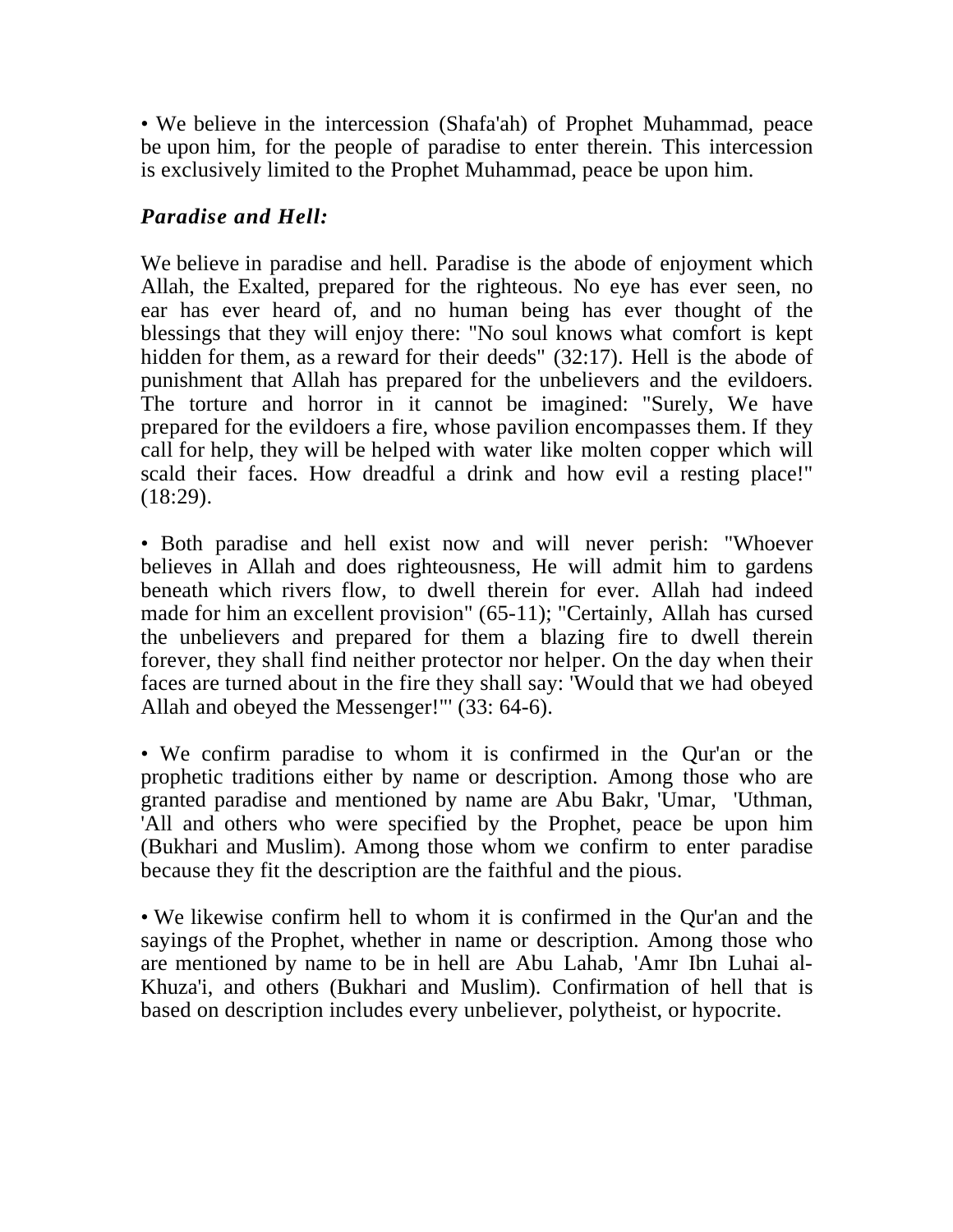• We believe in the intercession (Shafa'ah) of Prophet Muhammad, peace be upon him, for the people of paradise to enter therein. This intercession is exclusively limited to the Prophet Muhammad, peace be upon him.

### *Paradise and Hell:*

We believe in paradise and hell. Paradise is the abode of enjoyment which Allah, the Exalted, prepared for the righteous. No eye has ever seen, no ear has ever heard of, and no human being has ever thought of the blessings that they will enjoy there: "No soul knows what comfort is kept hidden for them, as a reward for their deeds" (32:17). Hell is the abode of punishment that Allah has prepared for the unbelievers and the evildoers. The torture and horror in it cannot be imagined: "Surely, We have prepared for the evildoers a fire, whose pavilion encompasses them. If they call for help, they will be helped with water like molten copper which will scald their faces. How dreadful a drink and how evil a resting place!" (18:29).

• Both paradise and hell exist now and will never perish: "Whoever believes in Allah and does righteousness, He will admit him to gardens beneath which rivers flow, to dwell therein for ever. Allah had indeed made for him an excellent provision" (65-11); "Certainly, Allah has cursed the unbelievers and prepared for them a blazing fire to dwell therein forever, they shall find neither protector nor helper. On the day when their faces are turned about in the fire they shall say: 'Would that we had obeyed Allah and obeyed the Messenger!'" (33: 64-6).

• We confirm paradise to whom it is confirmed in the Qur'an or the prophetic traditions either by name or description. Among those who are granted paradise and mentioned by name are Abu Bakr, 'Umar, 'Uthman, 'All and others who were specified by the Prophet, peace be upon him (Bukhari and Muslim). Among those whom we confirm to enter paradise because they fit the description are the faithful and the pious.

• We likewise confirm hell to whom it is confirmed in the Qur'an and the sayings of the Prophet, whether in name or description. Among those who are mentioned by name to be in hell are Abu Lahab, 'Amr Ibn Luhai al-Khuza'i, and others (Bukhari and Muslim). Confirmation of hell that is based on description includes every unbeliever, polytheist, or hypocrite.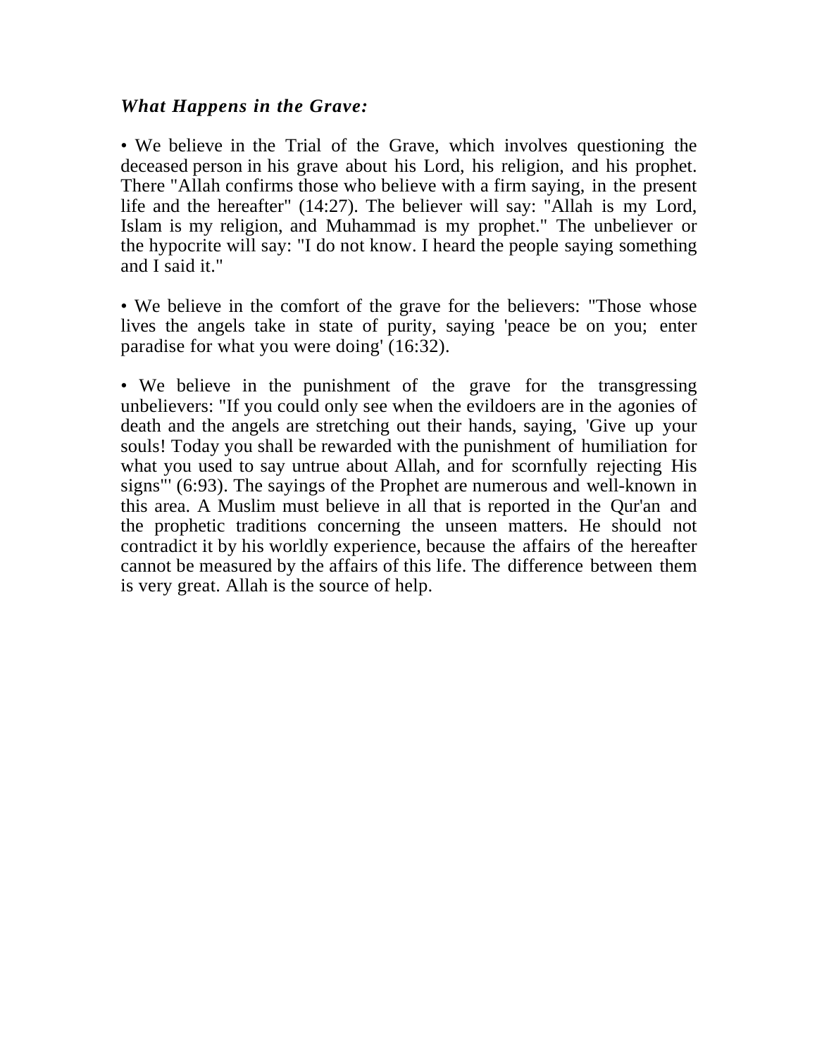***What Happens in the Grave:***

- We believe in the Trial of the Grave, which involves questioning the deceased person in his grave about his Lord, his religion, and his prophet. There "Allah confirms those who believe with a firm saying, in the present life and the hereafter" (14:27). The believer will say: "Allah is my Lord, Islam is my religion, and Muhammad is my prophet." The unbeliever or the hypocrite will say: "I do not know. I heard the people saying something and I said it."

- We believe in the comfort of the grave for the believers: "Those whose lives the angels take in state of purity, saying 'peace be on you; enter paradise for what you were doing' (16:32).

- We believe in the punishment of the grave for the transgressing unbelievers: "If you could only see when the evildoers are in the agonies of death and the angels are stretching out their hands, saying, 'Give up your souls! Today you shall be rewarded with the punishment of humiliation for what you used to say untrue about Allah, and for scornfully rejecting His signs'" (6:93). The sayings of the Prophet are numerous and well-known in this area. A Muslim must believe in all that is reported in the Qur'an and the prophetic traditions concerning the unseen matters. He should not contradict it by his worldly experience, because the affairs of the hereafter cannot be measured by the affairs of this life. The difference between them is very great. Allah is the source of help.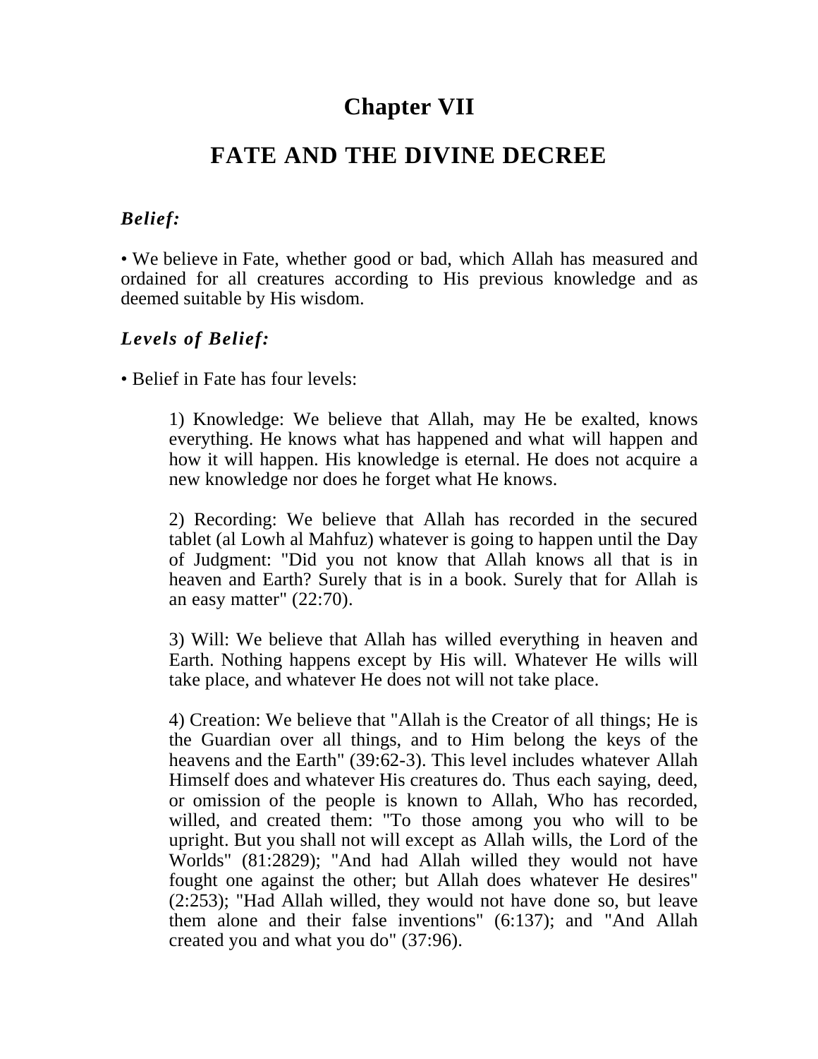# Chapter VII

## FATE AND THE DIVINE DECREE

### *Belief:*

• We believe in Fate, whether good or bad, which Allah has measured and ordained for all creatures according to His previous knowledge and as deemed suitable by His wisdom.

### *Levels of Belief:*

• Belief in Fate has four levels:

> 1) Knowledge: We believe that Allah, may He be exalted, knows everything. He knows what has happened and what will happen and how it will happen. His knowledge is eternal. He does not acquire a new knowledge nor does he forget what He knows.
>
> 2) Recording: We believe that Allah has recorded in the secured tablet (al Lowh al Mahfuz) whatever is going to happen until the Day of Judgment: "Did you not know that Allah knows all that is in heaven and Earth? Surely that is in a book. Surely that for Allah is an easy matter" (22:70).
>
> 3) Will: We believe that Allah has willed everything in heaven and Earth. Nothing happens except by His will. Whatever He wills will take place, and whatever He does not will not take place.
>
> 4) Creation: We believe that "Allah is the Creator of all things; He is the Guardian over all things, and to Him belong the keys of the heavens and the Earth" (39:62-3). This level includes whatever Allah Himself does and whatever His creatures do. Thus each saying, deed, or omission of the people is known to Allah, Who has recorded, willed, and created them: "To those among you who will to be upright. But you shall not will except as Allah wills, the Lord of the Worlds" (81:2829); "And had Allah willed they would not have fought one against the other; but Allah does whatever He desires" (2:253); "Had Allah willed, they would not have done so, but leave them alone and their false inventions" (6:137); and "And Allah created you and what you do" (37:96).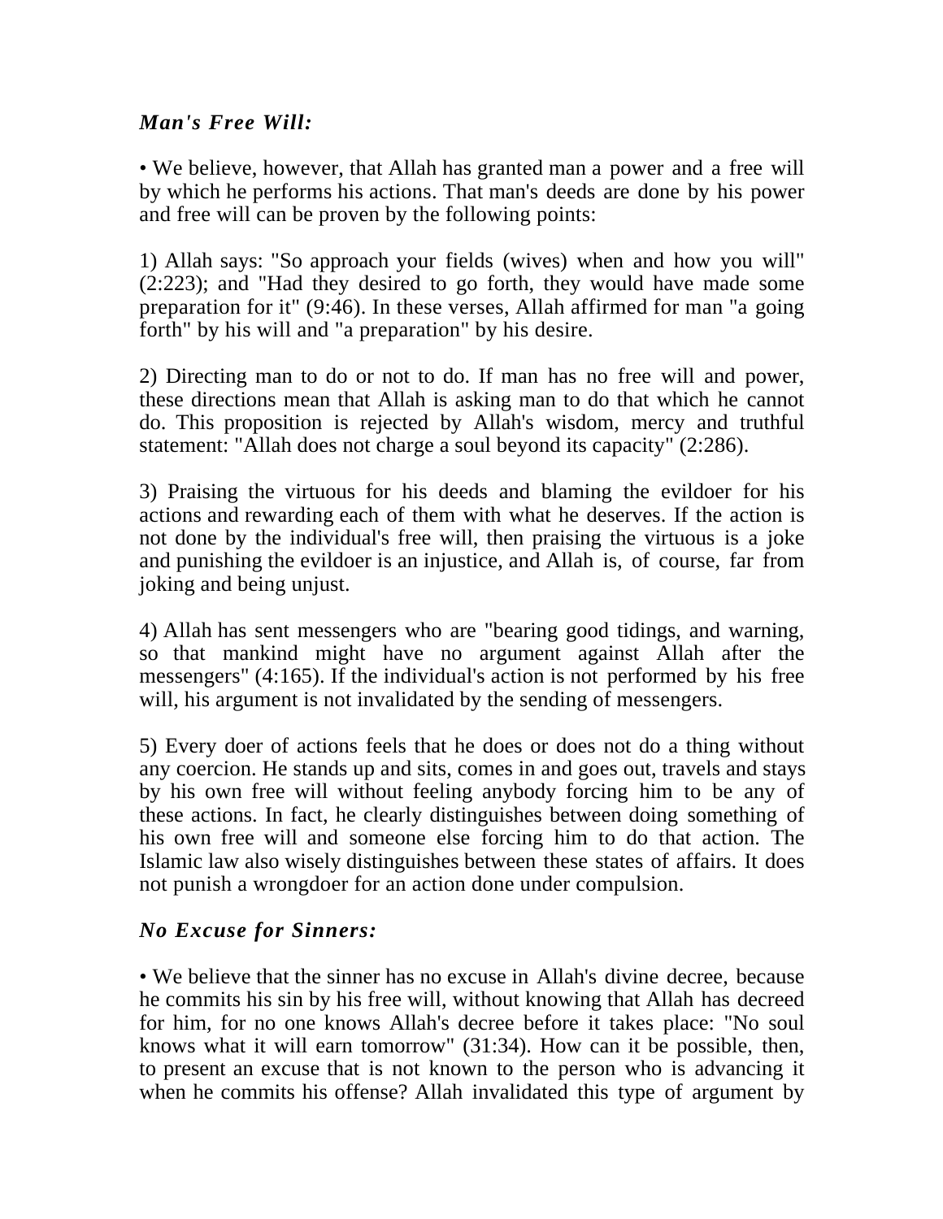### *Man's Free Will:*

• We believe, however, that Allah has granted man a power and a free will by which he performs his actions. That man's deeds are done by his power and free will can be proven by the following points:

1) Allah says: "So approach your fields (wives) when and how you will" (2:223); and "Had they desired to go forth, they would have made some preparation for it" (9:46). In these verses, Allah affirmed for man "a going forth" by his will and "a preparation" by his desire.

2) Directing man to do or not to do. If man has no free will and power, these directions mean that Allah is asking man to do that which he cannot do. This proposition is rejected by Allah's wisdom, mercy and truthful statement: "Allah does not charge a soul beyond its capacity" (2:286).

3) Praising the virtuous for his deeds and blaming the evildoer for his actions and rewarding each of them with what he deserves. If the action is not done by the individual's free will, then praising the virtuous is a joke and punishing the evildoer is an injustice, and Allah is, of course, far from joking and being unjust.

4) Allah has sent messengers who are "bearing good tidings, and warning, so that mankind might have no argument against Allah after the messengers" (4:165). If the individual's action is not performed by his free will, his argument is not invalidated by the sending of messengers.

5) Every doer of actions feels that he does or does not do a thing without any coercion. He stands up and sits, comes in and goes out, travels and stays by his own free will without feeling anybody forcing him to be any of these actions. In fact, he clearly distinguishes between doing something of his own free will and someone else forcing him to do that action. The Islamic law also wisely distinguishes between these states of affairs. It does not punish a wrongdoer for an action done under compulsion.

### *No Excuse for Sinners:*

• We believe that the sinner has no excuse in Allah's divine decree, because he commits his sin by his free will, without knowing that Allah has decreed for him, for no one knows Allah's decree before it takes place: "No soul knows what it will earn tomorrow" (31:34). How can it be possible, then, to present an excuse that is not known to the person who is advancing it when he commits his offense? Allah invalidated this type of argument by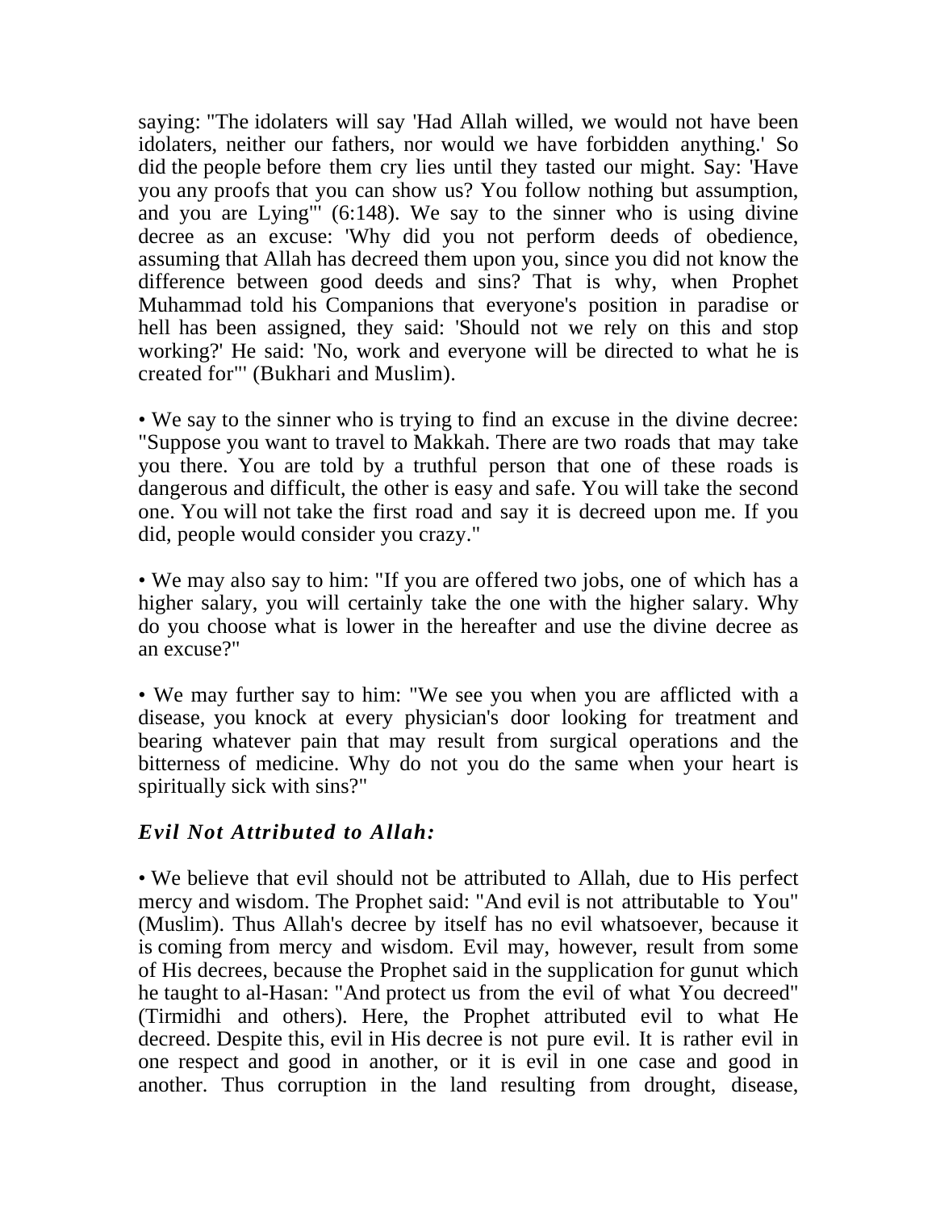saying: "The idolaters will say 'Had Allah willed, we would not have been idolaters, neither our fathers, nor would we have forbidden anything.' So did the people before them cry lies until they tasted our might. Say: 'Have you any proofs that you can show us? You follow nothing but assumption, and you are Lying'" (6:148). We say to the sinner who is using divine decree as an excuse: 'Why did you not perform deeds of obedience, assuming that Allah has decreed them upon you, since you did not know the difference between good deeds and sins? That is why, when Prophet Muhammad told his Companions that everyone's position in paradise or hell has been assigned, they said: 'Should not we rely on this and stop working?' He said: 'No, work and everyone will be directed to what he is created for"' (Bukhari and Muslim).

• We say to the sinner who is trying to find an excuse in the divine decree: "Suppose you want to travel to Makkah. There are two roads that may take you there. You are told by a truthful person that one of these roads is dangerous and difficult, the other is easy and safe. You will take the second one. You will not take the first road and say it is decreed upon me. If you did, people would consider you crazy."

• We may also say to him: "If you are offered two jobs, one of which has a higher salary, you will certainly take the one with the higher salary. Why do you choose what is lower in the hereafter and use the divine decree as an excuse?"

• We may further say to him: "We see you when you are afflicted with a disease, you knock at every physician's door looking for treatment and bearing whatever pain that may result from surgical operations and the bitterness of medicine. Why do not you do the same when your heart is spiritually sick with sins?"

### *Evil Not Attributed to Allah:*

• We believe that evil should not be attributed to Allah, due to His perfect mercy and wisdom. The Prophet said: "And evil is not attributable to You" (Muslim). Thus Allah's decree by itself has no evil whatsoever, because it is coming from mercy and wisdom. Evil may, however, result from some of His decrees, because the Prophet said in the supplication for qunut which he taught to al-Hasan: "And protect us from the evil of what You decreed" (Tirmidhi and others). Here, the Prophet attributed evil to what He decreed. Despite this, evil in His decree is not pure evil. It is rather evil in one respect and good in another, or it is evil in one case and good in another. Thus corruption in the land resulting from drought, disease,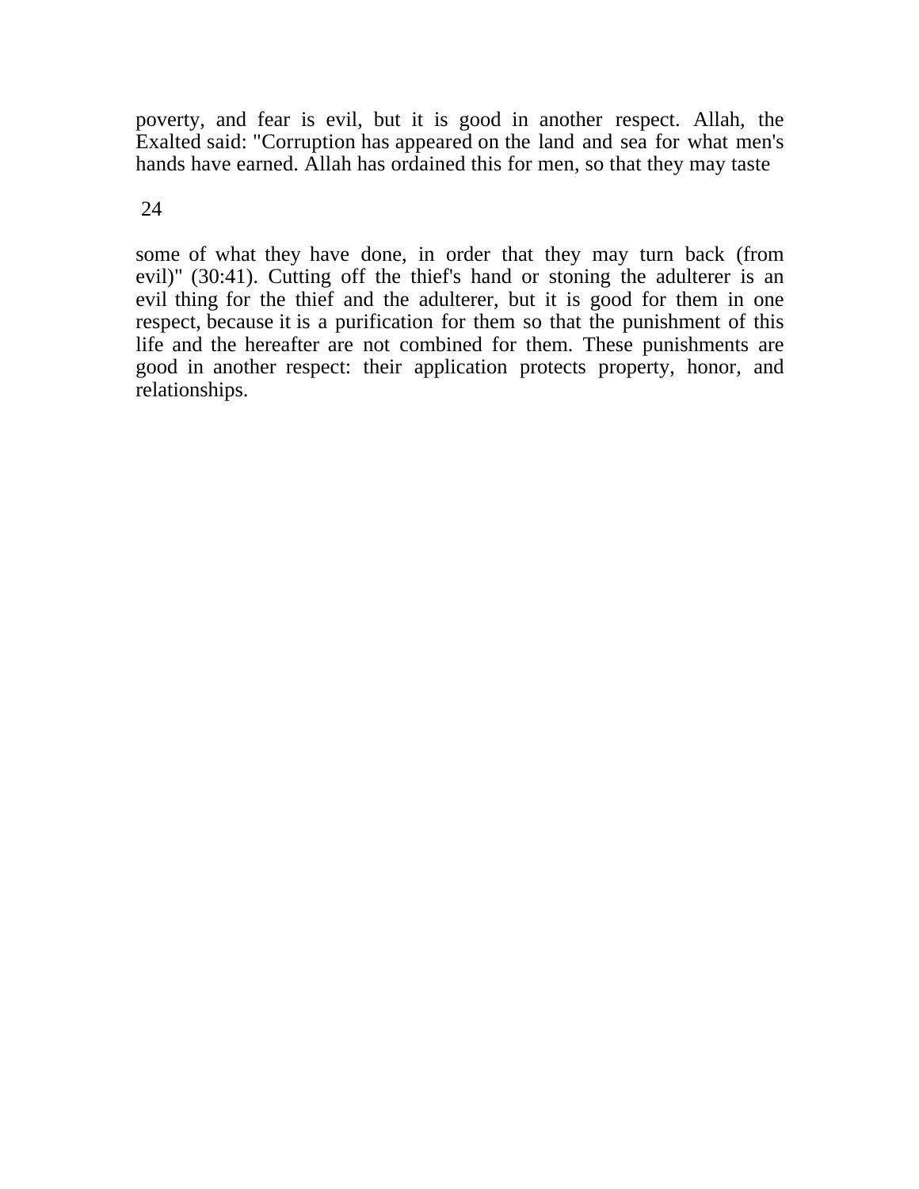poverty, and fear is evil, but it is good in another respect. Allah, the Exalted said: "Corruption has appeared on the land and sea for what men's hands have earned. Allah has ordained this for men, so that they may taste some of what they have done, in order that they may turn back (from evil)" (30:41). Cutting off the thief's hand or stoning the adulterer is an evil thing for the thief and the adulterer, but it is good for them in one respect, because it is a purification for them so that the punishment of this life and the hereafter are not combined for them. These punishments are good in another respect: their application protects property, honor, and relationships.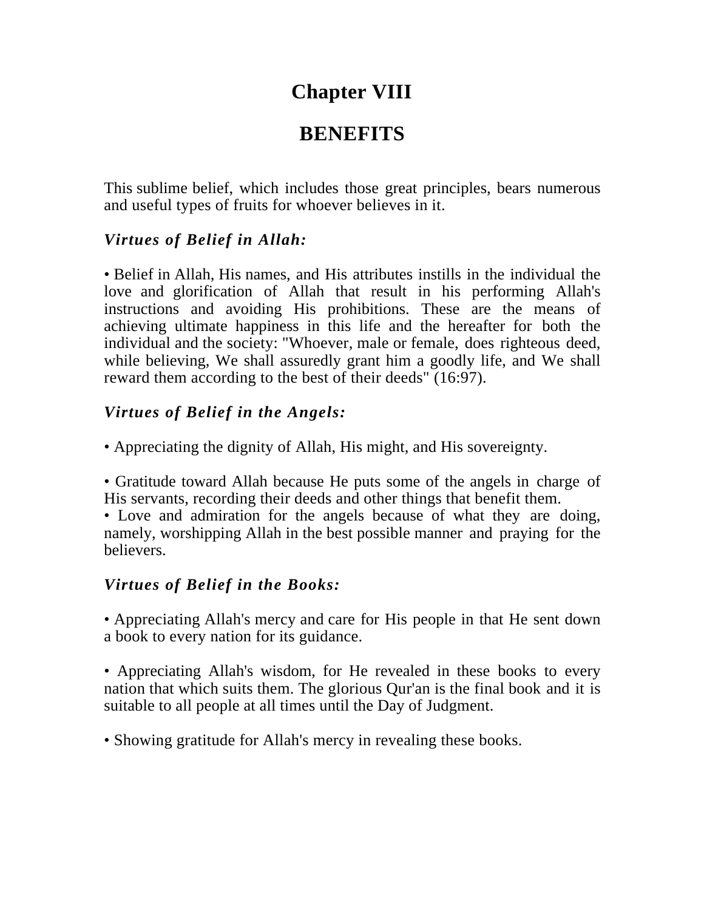# Chapter VIII

# BENEFITS

This sublime belief, which includes those great principles, bears numerous and useful types of fruits for whoever believes in it.

### *Virtues of Belief in Allah:*

• Belief in Allah, His names, and His attributes instills in the individual the love and glorification of Allah that result in his performing Allah's instructions and avoiding His prohibitions. These are the means of achieving ultimate happiness in this life and the hereafter for both the individual and the society: "Whoever, male or female, does righteous deed, while believing, We shall assuredly grant him a goodly life, and We shall reward them according to the best of their deeds" (16:97).

### *Virtues of Belief in the Angels:*

• Appreciating the dignity of Allah, His might, and His sovereignty.

• Gratitude toward Allah because He puts some of the angels in charge of His servants, recording their deeds and other things that benefit them.

• Love and admiration for the angels because of what they are doing, namely, worshipping Allah in the best possible manner and praying for the believers.

### *Virtues of Belief in the Books:*

• Appreciating Allah's mercy and care for His people in that He sent down a book to every nation for its guidance.

• Appreciating Allah's wisdom, for He revealed in these books to every nation that which suits them. The glorious Qur'an is the final book and it is suitable to all people at all times until the Day of Judgment.

• Showing gratitude for Allah's mercy in revealing these books.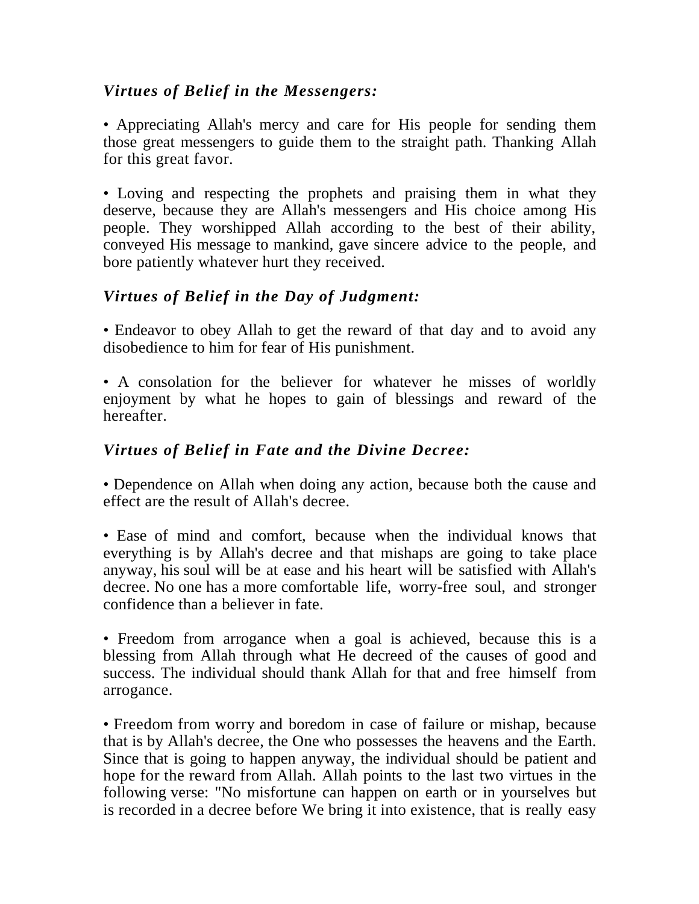### *Virtues of Belief in the Messengers:*

• Appreciating Allah's mercy and care for His people for sending them those great messengers to guide them to the straight path. Thanking Allah for this great favor.

• Loving and respecting the prophets and praising them in what they deserve, because they are Allah's messengers and His choice among His people. They worshipped Allah according to the best of their ability, conveyed His message to mankind, gave sincere advice to the people, and bore patiently whatever hurt they received.

### *Virtues of Belief in the Day of Judgment:*

• Endeavor to obey Allah to get the reward of that day and to avoid any disobedience to him for fear of His punishment.

• A consolation for the believer for whatever he misses of worldly enjoyment by what he hopes to gain of blessings and reward of the hereafter.

### *Virtues of Belief in Fate and the Divine Decree:*

• Dependence on Allah when doing any action, because both the cause and effect are the result of Allah's decree.

• Ease of mind and comfort, because when the individual knows that everything is by Allah's decree and that mishaps are going to take place anyway, his soul will be at ease and his heart will be satisfied with Allah's decree. No one has a more comfortable life, worry-free soul, and stronger confidence than a believer in fate.

• Freedom from arrogance when a goal is achieved, because this is a blessing from Allah through what He decreed of the causes of good and success. The individual should thank Allah for that and free himself from arrogance.

• Freedom from worry and boredom in case of failure or mishap, because that is by Allah's decree, the One who possesses the heavens and the Earth. Since that is going to happen anyway, the individual should be patient and hope for the reward from Allah. Allah points to the last two virtues in the following verse: "No misfortune can happen on earth or in yourselves but is recorded in a decree before We bring it into existence, that is really easy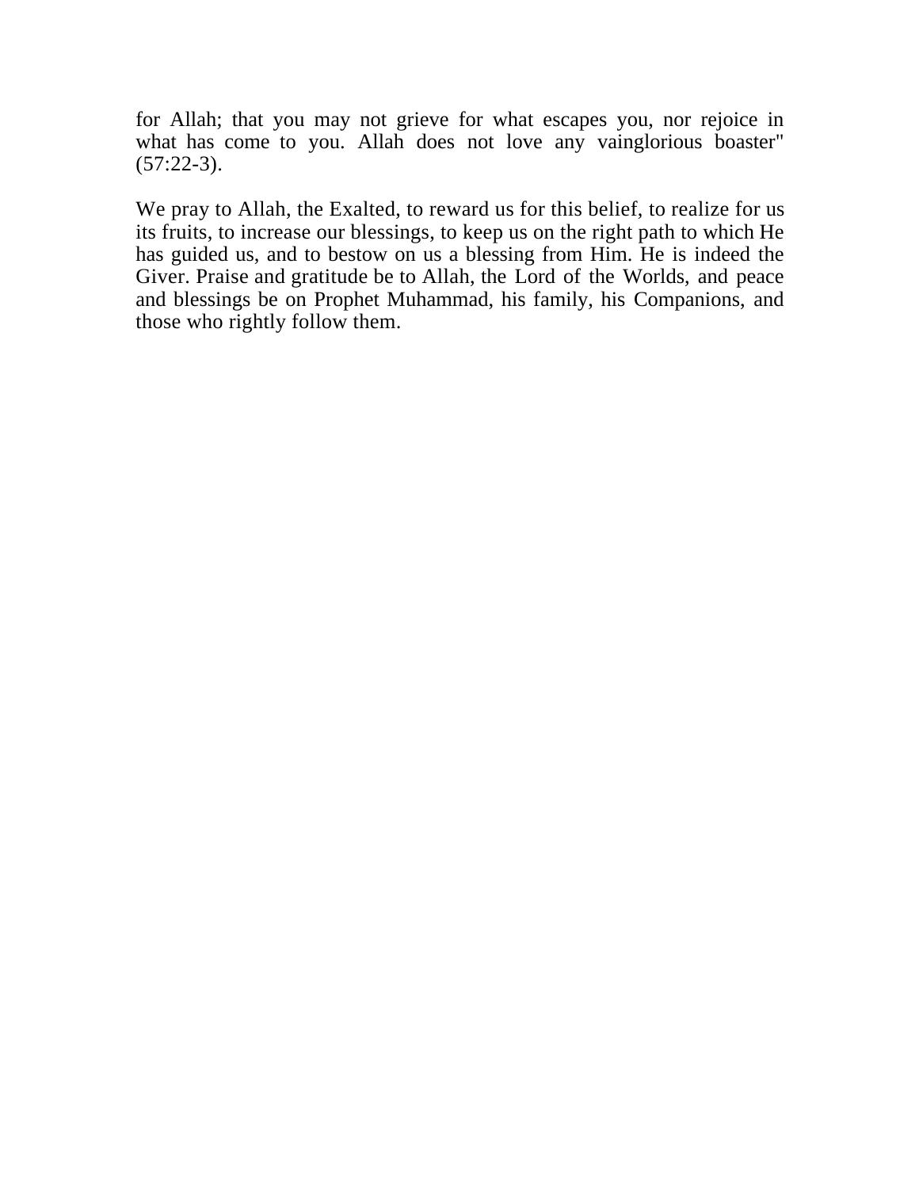for Allah; that you may not grieve for what escapes you, nor rejoice in what has come to you. Allah does not love any vainglorious boaster" (57:22-3).

We pray to Allah, the Exalted, to reward us for this belief, to realize for us its fruits, to increase our blessings, to keep us on the right path to which He has guided us, and to bestow on us a blessing from Him. He is indeed the Giver. Praise and gratitude be to Allah, the Lord of the Worlds, and peace and blessings be on Prophet Muhammad, his family, his Companions, and those who rightly follow them.